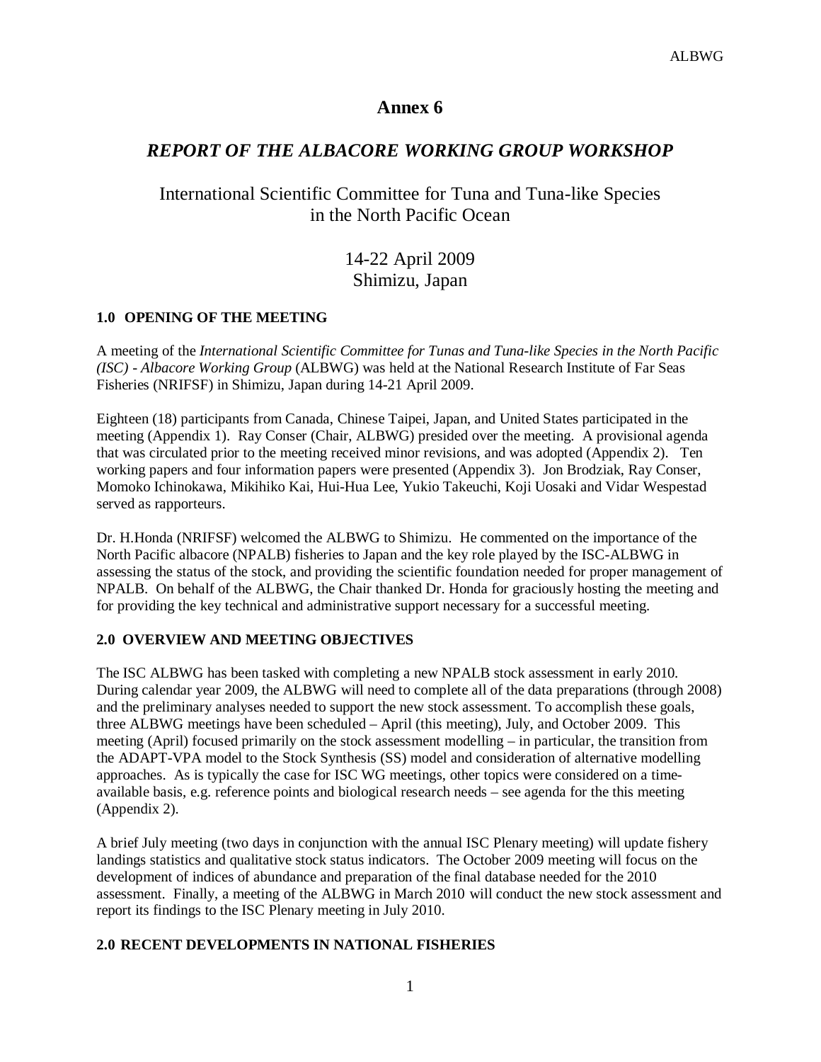# Annex 6

## *REPORT OF THE ALBACORE WORKING GROUP WORKSHOP*

International Scientific Committee for Tuna and Tuna-like Species in the North Pacific Ocean

14-22 April 2009
Shimizu, Japan

### 1.0 OPENING OF THE MEETING

A meeting of the *International Scientific Committee for Tunas and Tuna-like Species in the North Pacific (ISC) - Albacore Working Group* (ALBWG) was held at the National Research Institute of Far Seas Fisheries (NRIFSF) in Shimizu, Japan during 14-21 April 2009.

Eighteen (18) participants from Canada, Chinese Taipei, Japan, and United States participated in the meeting (Appendix 1). Ray Conser (Chair, ALBWG) presided over the meeting. A provisional agenda that was circulated prior to the meeting received minor revisions, and was adopted (Appendix 2). Ten working papers and four information papers were presented (Appendix 3). Jon Brodziak, Ray Conser, Momoko Ichinokawa, Mikihiko Kai, Hui-Hua Lee, Yukio Takeuchi, Koji Uosaki and Vidar Wespestad served as rapporteurs.

Dr. H.Honda (NRIFSF) welcomed the ALBWG to Shimizu. He commented on the importance of the North Pacific albacore (NPALB) fisheries to Japan and the key role played by the ISC-ALBWG in assessing the status of the stock, and providing the scientific foundation needed for proper management of NPALB. On behalf of the ALBWG, the Chair thanked Dr. Honda for graciously hosting the meeting and for providing the key technical and administrative support necessary for a successful meeting.

### 2.0 OVERVIEW AND MEETING OBJECTIVES

The ISC ALBWG has been tasked with completing a new NPALB stock assessment in early 2010. During calendar year 2009, the ALBWG will need to complete all of the data preparations (through 2008) and the preliminary analyses needed to support the new stock assessment. To accomplish these goals, three ALBWG meetings have been scheduled – April (this meeting), July, and October 2009. This meeting (April) focused primarily on the stock assessment modelling – in particular, the transition from the ADAPT-VPA model to the Stock Synthesis (SS) model and consideration of alternative modelling approaches. As is typically the case for ISC WG meetings, other topics were considered on a time-available basis, e.g. reference points and biological research needs – see agenda for the this meeting (Appendix 2).

A brief July meeting (two days in conjunction with the annual ISC Plenary meeting) will update fishery landings statistics and qualitative stock status indicators. The October 2009 meeting will focus on the development of indices of abundance and preparation of the final database needed for the 2010 assessment. Finally, a meeting of the ALBWG in March 2010 will conduct the new stock assessment and report its findings to the ISC Plenary meeting in July 2010.

### 2.0 RECENT DEVELOPMENTS IN NATIONAL FISHERIES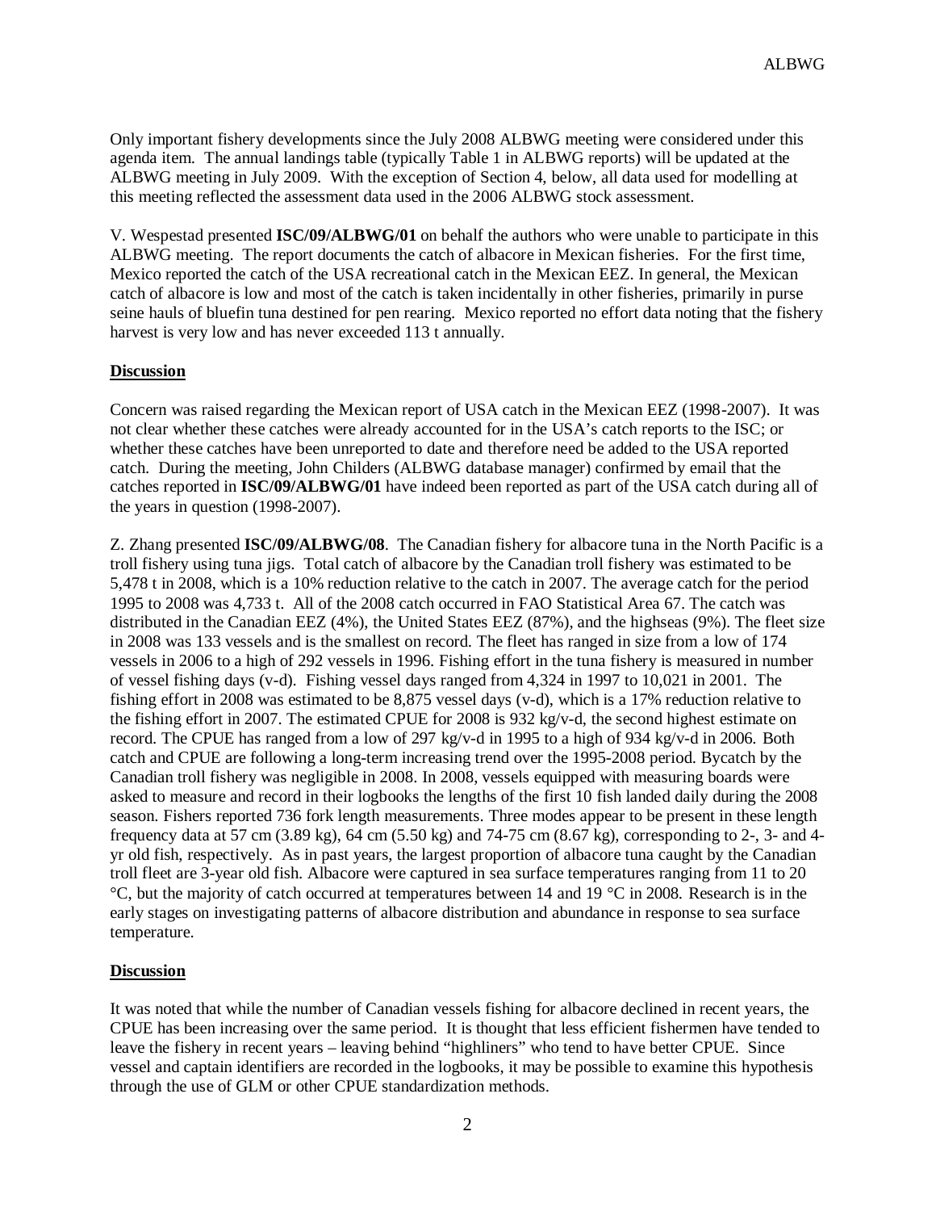Only important fishery developments since the July 2008 ALBWG meeting were considered under this agenda item. The annual landings table (typically Table 1 in ALBWG reports) will be updated at the ALBWG meeting in July 2009. With the exception of Section 4, below, all data used for modelling at this meeting reflected the assessment data used in the 2006 ALBWG stock assessment.

V. Wespestad presented **ISC/09/ALBWG/01** on behalf the authors who were unable to participate in this ALBWG meeting. The report documents the catch of albacore in Mexican fisheries. For the first time, Mexico reported the catch of the USA recreational catch in the Mexican EEZ. In general, the Mexican catch of albacore is low and most of the catch is taken incidentally in other fisheries, primarily in purse seine hauls of bluefin tuna destined for pen rearing. Mexico reported no effort data noting that the fishery harvest is very low and has never exceeded 113 t annually.

**Discussion**

Concern was raised regarding the Mexican report of USA catch in the Mexican EEZ (1998-2007). It was not clear whether these catches were already accounted for in the USA's catch reports to the ISC; or whether these catches have been unreported to date and therefore need be added to the USA reported catch. During the meeting, John Childers (ALBWG database manager) confirmed by email that the catches reported in **ISC/09/ALBWG/01** have indeed been reported as part of the USA catch during all of the years in question (1998-2007).

Z. Zhang presented **ISC/09/ALBWG/08**. The Canadian fishery for albacore tuna in the North Pacific is a troll fishery using tuna jigs. Total catch of albacore by the Canadian troll fishery was estimated to be 5,478 t in 2008, which is a 10% reduction relative to the catch in 2007. The average catch for the period 1995 to 2008 was 4,733 t. All of the 2008 catch occurred in FAO Statistical Area 67. The catch was distributed in the Canadian EEZ (4%), the United States EEZ (87%), and the highseas (9%). The fleet size in 2008 was 133 vessels and is the smallest on record. The fleet has ranged in size from a low of 174 vessels in 2006 to a high of 292 vessels in 1996. Fishing effort in the tuna fishery is measured in number of vessel fishing days (v-d). Fishing vessel days ranged from 4,324 in 1997 to 10,021 in 2001. The fishing effort in 2008 was estimated to be 8,875 vessel days (v-d), which is a 17% reduction relative to the fishing effort in 2007. The estimated CPUE for 2008 is 932 kg/v-d, the second highest estimate on record. The CPUE has ranged from a low of 297 kg/v-d in 1995 to a high of 934 kg/v-d in 2006. Both catch and CPUE are following a long-term increasing trend over the 1995-2008 period. Bycatch by the Canadian troll fishery was negligible in 2008. In 2008, vessels equipped with measuring boards were asked to measure and record in their logbooks the lengths of the first 10 fish landed daily during the 2008 season. Fishers reported 736 fork length measurements. Three modes appear to be present in these length frequency data at 57 cm (3.89 kg), 64 cm (5.50 kg) and 74-75 cm (8.67 kg), corresponding to 2-, 3- and 4-yr old fish, respectively. As in past years, the largest proportion of albacore tuna caught by the Canadian troll fleet are 3-year old fish. Albacore were captured in sea surface temperatures ranging from 11 to 20 °C, but the majority of catch occurred at temperatures between 14 and 19 °C in 2008. Research is in the early stages on investigating patterns of albacore distribution and abundance in response to sea surface temperature.

**Discussion**

It was noted that while the number of Canadian vessels fishing for albacore declined in recent years, the CPUE has been increasing over the same period. It is thought that less efficient fishermen have tended to leave the fishery in recent years – leaving behind "highliners" who tend to have better CPUE. Since vessel and captain identifiers are recorded in the logbooks, it may be possible to examine this hypothesis through the use of GLM or other CPUE standardization methods.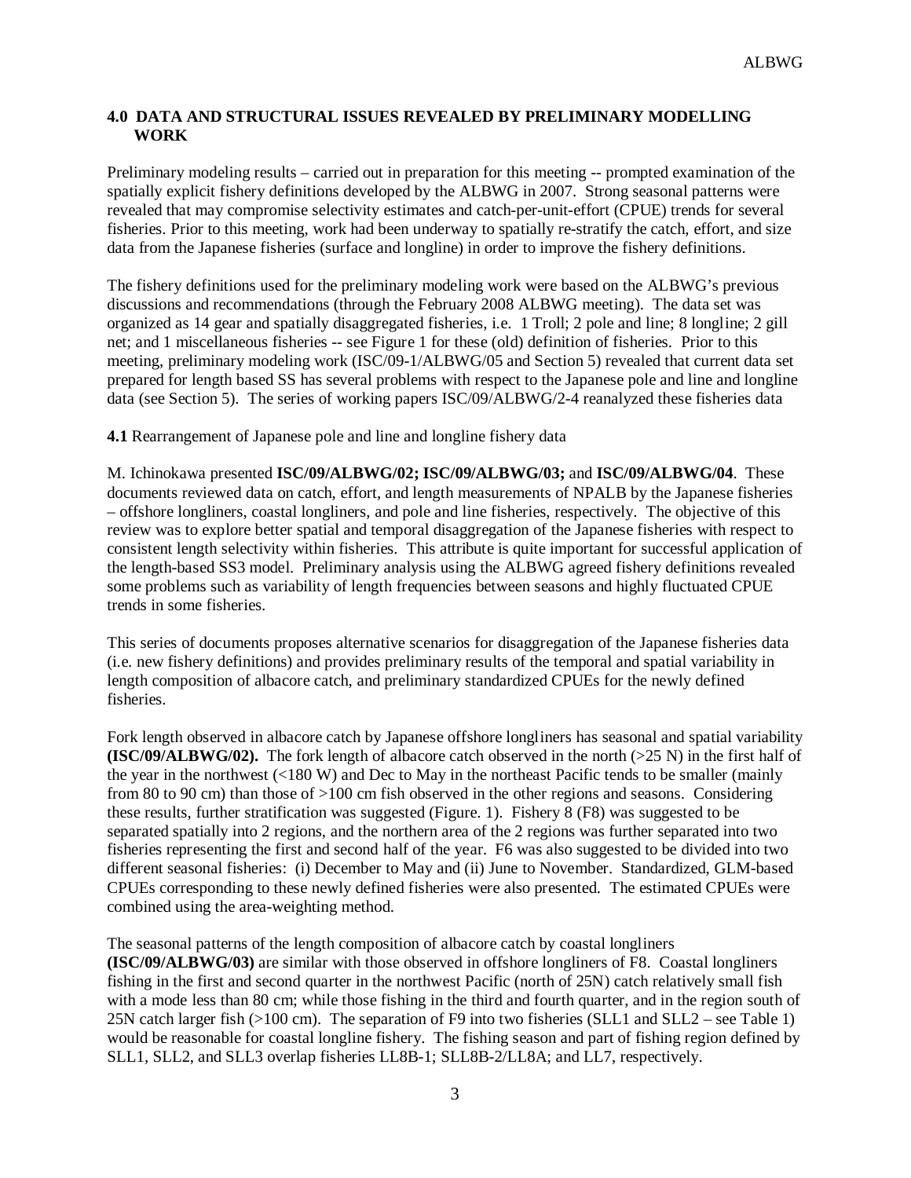## 4.0 DATA AND STRUCTURAL ISSUES REVEALED BY PRELIMINARY MODELLING WORK

Preliminary modeling results – carried out in preparation for this meeting -- prompted examination of the spatially explicit fishery definitions developed by the ALBWG in 2007. Strong seasonal patterns were revealed that may compromise selectivity estimates and catch-per-unit-effort (CPUE) trends for several fisheries. Prior to this meeting, work had been underway to spatially re-stratify the catch, effort, and size data from the Japanese fisheries (surface and longline) in order to improve the fishery definitions.

The fishery definitions used for the preliminary modeling work were based on the ALBWG's previous discussions and recommendations (through the February 2008 ALBWG meeting). The data set was organized as 14 gear and spatially disaggregated fisheries, i.e. 1 Troll; 2 pole and line; 8 longline; 2 gill net; and 1 miscellaneous fisheries -- see Figure 1 for these (old) definition of fisheries. Prior to this meeting, preliminary modeling work (ISC/09-1/ALBWG/05 and Section 5) revealed that current data set prepared for length based SS has several problems with respect to the Japanese pole and line and longline data (see Section 5). The series of working papers ISC/09/ALBWG/2-4 reanalyzed these fisheries data

**4.1** Rearrangement of Japanese pole and line and longline fishery data

M. Ichinokawa presented **ISC/09/ALBWG/02; ISC/09/ALBWG/03;** and **ISC/09/ALBWG/04**. These documents reviewed data on catch, effort, and length measurements of NPALB by the Japanese fisheries – offshore longliners, coastal longliners, and pole and line fisheries, respectively. The objective of this review was to explore better spatial and temporal disaggregation of the Japanese fisheries with respect to consistent length selectivity within fisheries. This attribute is quite important for successful application of the length-based SS3 model. Preliminary analysis using the ALBWG agreed fishery definitions revealed some problems such as variability of length frequencies between seasons and highly fluctuated CPUE trends in some fisheries.

This series of documents proposes alternative scenarios for disaggregation of the Japanese fisheries data (i.e. new fishery definitions) and provides preliminary results of the temporal and spatial variability in length composition of albacore catch, and preliminary standardized CPUEs for the newly defined fisheries.

Fork length observed in albacore catch by Japanese offshore longliners has seasonal and spatial variability **(ISC/09/ALBWG/02).** The fork length of albacore catch observed in the north (>25 N) in the first half of the year in the northwest (<180 W) and Dec to May in the northeast Pacific tends to be smaller (mainly from 80 to 90 cm) than those of >100 cm fish observed in the other regions and seasons. Considering these results, further stratification was suggested (Figure. 1). Fishery 8 (F8) was suggested to be separated spatially into 2 regions, and the northern area of the 2 regions was further separated into two fisheries representing the first and second half of the year. F6 was also suggested to be divided into two different seasonal fisheries: (i) December to May and (ii) June to November. Standardized, GLM-based CPUEs corresponding to these newly defined fisheries were also presented. The estimated CPUEs were combined using the area-weighting method.

The seasonal patterns of the length composition of albacore catch by coastal longliners **(ISC/09/ALBWG/03)** are similar with those observed in offshore longliners of F8. Coastal longliners fishing in the first and second quarter in the northwest Pacific (north of 25N) catch relatively small fish with a mode less than 80 cm; while those fishing in the third and fourth quarter, and in the region south of 25N catch larger fish (>100 cm). The separation of F9 into two fisheries (SLL1 and SLL2 – see Table 1) would be reasonable for coastal longline fishery. The fishing season and part of fishing region defined by SLL1, SLL2, and SLL3 overlap fisheries LL8B-1; SLL8B-2/LL8A; and LL7, respectively.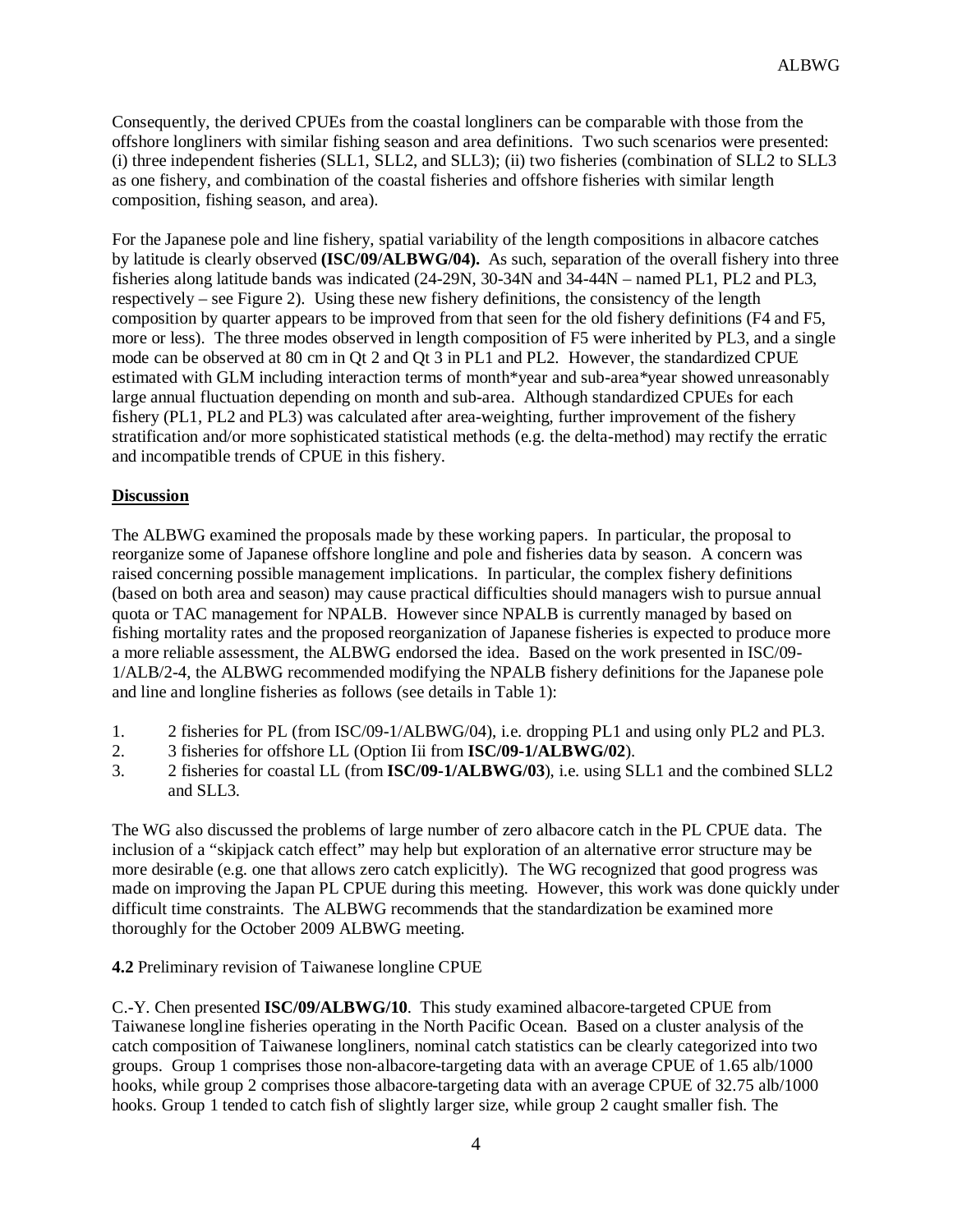Consequently, the derived CPUEs from the coastal longliners can be comparable with those from the offshore longliners with similar fishing season and area definitions. Two such scenarios were presented: (i) three independent fisheries (SLL1, SLL2, and SLL3); (ii) two fisheries (combination of SLL2 to SLL3 as one fishery, and combination of the coastal fisheries and offshore fisheries with similar length composition, fishing season, and area).

For the Japanese pole and line fishery, spatial variability of the length compositions in albacore catches by latitude is clearly observed **(ISC/09/ALBWG/04).** As such, separation of the overall fishery into three fisheries along latitude bands was indicated (24-29N, 30-34N and 34-44N – named PL1, PL2 and PL3, respectively – see Figure 2). Using these new fishery definitions, the consistency of the length composition by quarter appears to be improved from that seen for the old fishery definitions (F4 and F5, more or less). The three modes observed in length composition of F5 were inherited by PL3, and a single mode can be observed at 80 cm in Qt 2 and Qt 3 in PL1 and PL2. However, the standardized CPUE estimated with GLM including interaction terms of month*year and sub-area*year showed unreasonably large annual fluctuation depending on month and sub-area. Although standardized CPUEs for each fishery (PL1, PL2 and PL3) was calculated after area-weighting, further improvement of the fishery stratification and/or more sophisticated statistical methods (e.g. the delta-method) may rectify the erratic and incompatible trends of CPUE in this fishery.

**Discussion**

The ALBWG examined the proposals made by these working papers. In particular, the proposal to reorganize some of Japanese offshore longline and pole and fisheries data by season. A concern was raised concerning possible management implications. In particular, the complex fishery definitions (based on both area and season) may cause practical difficulties should managers wish to pursue annual quota or TAC management for NPALB. However since NPALB is currently managed by based on fishing mortality rates and the proposed reorganization of Japanese fisheries is expected to produce more a more reliable assessment, the ALBWG endorsed the idea. Based on the work presented in ISC/09-1/ALB/2-4, the ALBWG recommended modifying the NPALB fishery definitions for the Japanese pole and line and longline fisheries as follows (see details in Table 1):

1. 2 fisheries for PL (from ISC/09-1/ALBWG/04), i.e. dropping PL1 and using only PL2 and PL3.
2. 3 fisheries for offshore LL (Option Iii from **ISC/09-1/ALBWG/02**).
3. 2 fisheries for coastal LL (from **ISC/09-1/ALBWG/03**), i.e. using SLL1 and the combined SLL2 and SLL3.

The WG also discussed the problems of large number of zero albacore catch in the PL CPUE data. The inclusion of a "skipjack catch effect" may help but exploration of an alternative error structure may be more desirable (e.g. one that allows zero catch explicitly). The WG recognized that good progress was made on improving the Japan PL CPUE during this meeting. However, this work was done quickly under difficult time constraints. The ALBWG recommends that the standardization be examined more thoroughly for the October 2009 ALBWG meeting.

**4.2** Preliminary revision of Taiwanese longline CPUE

C.-Y. Chen presented **ISC/09/ALBWG/10**. This study examined albacore-targeted CPUE from Taiwanese longline fisheries operating in the North Pacific Ocean. Based on a cluster analysis of the catch composition of Taiwanese longliners, nominal catch statistics can be clearly categorized into two groups. Group 1 comprises those non-albacore-targeting data with an average CPUE of 1.65 alb/1000 hooks, while group 2 comprises those albacore-targeting data with an average CPUE of 32.75 alb/1000 hooks. Group 1 tended to catch fish of slightly larger size, while group 2 caught smaller fish. The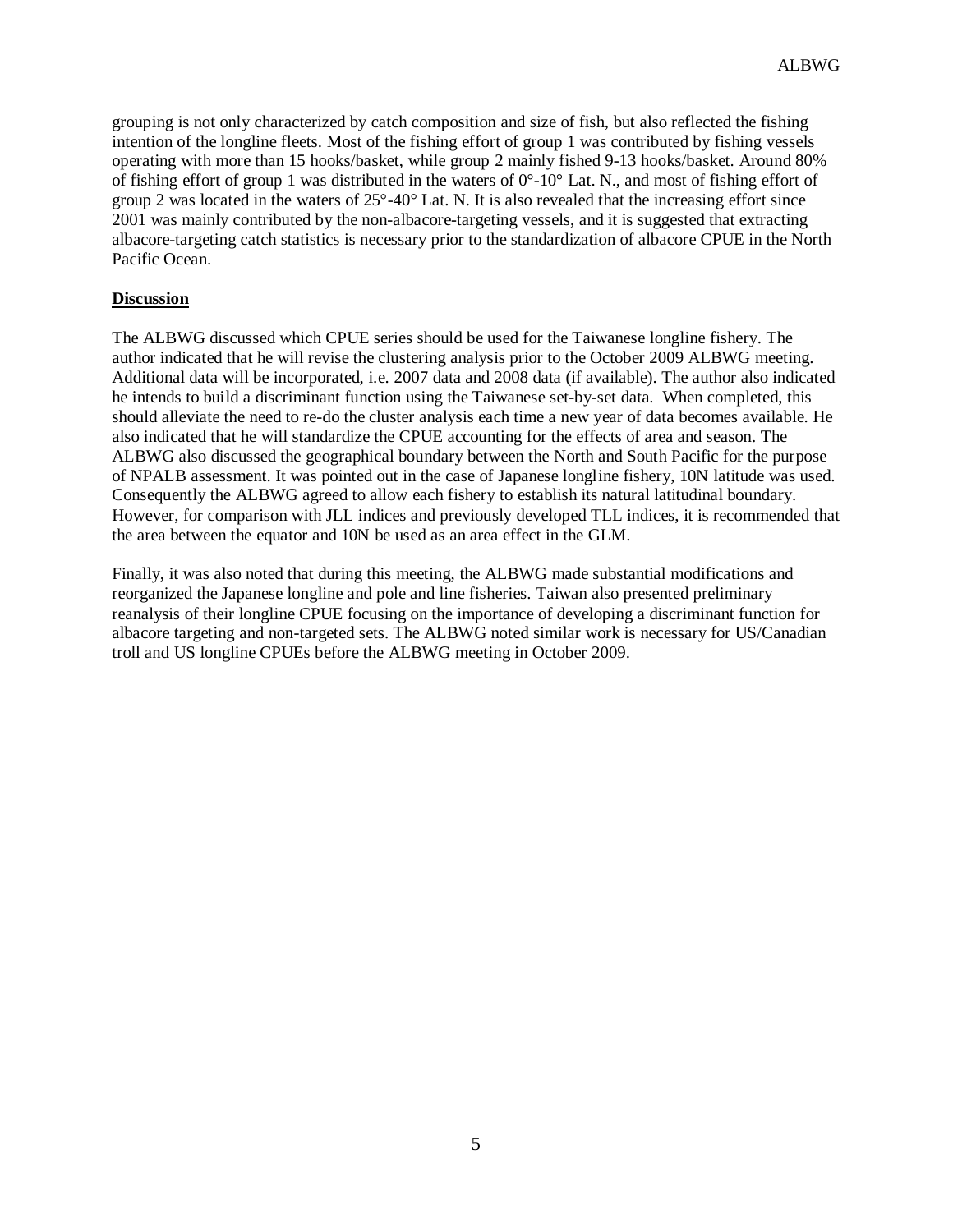grouping is not only characterized by catch composition and size of fish, but also reflected the fishing intention of the longline fleets. Most of the fishing effort of group 1 was contributed by fishing vessels operating with more than 15 hooks/basket, while group 2 mainly fished 9-13 hooks/basket. Around 80% of fishing effort of group 1 was distributed in the waters of 0°-10° Lat. N., and most of fishing effort of group 2 was located in the waters of 25°-40° Lat. N. It is also revealed that the increasing effort since 2001 was mainly contributed by the non-albacore-targeting vessels, and it is suggested that extracting albacore-targeting catch statistics is necessary prior to the standardization of albacore CPUE in the North Pacific Ocean.

**Discussion**

The ALBWG discussed which CPUE series should be used for the Taiwanese longline fishery. The author indicated that he will revise the clustering analysis prior to the October 2009 ALBWG meeting. Additional data will be incorporated, i.e. 2007 data and 2008 data (if available). The author also indicated he intends to build a discriminant function using the Taiwanese set-by-set data. When completed, this should alleviate the need to re-do the cluster analysis each time a new year of data becomes available. He also indicated that he will standardize the CPUE accounting for the effects of area and season. The ALBWG also discussed the geographical boundary between the North and South Pacific for the purpose of NPALB assessment. It was pointed out in the case of Japanese longline fishery, 10N latitude was used. Consequently the ALBWG agreed to allow each fishery to establish its natural latitudinal boundary. However, for comparison with JLL indices and previously developed TLL indices, it is recommended that the area between the equator and 10N be used as an area effect in the GLM.

Finally, it was also noted that during this meeting, the ALBWG made substantial modifications and reorganized the Japanese longline and pole and line fisheries. Taiwan also presented preliminary reanalysis of their longline CPUE focusing on the importance of developing a discriminant function for albacore targeting and non-targeted sets. The ALBWG noted similar work is necessary for US/Canadian troll and US longline CPUEs before the ALBWG meeting in October 2009.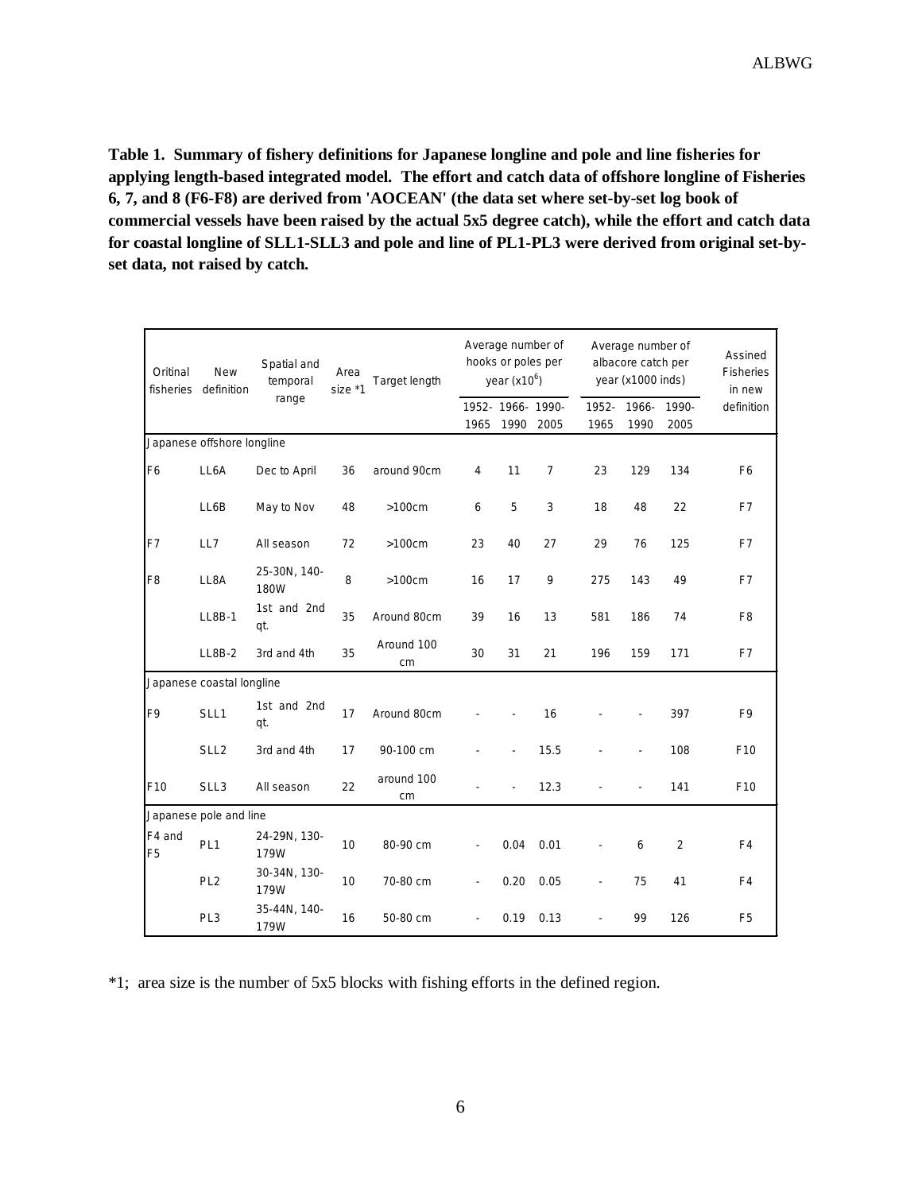**Table 1. Summary of fishery definitions for Japanese longline and pole and line fisheries for applying length-based integrated model. The effort and catch data of offshore longline of Fisheries 6, 7, and 8 (F6-F8) are derived from 'AOCEAN' (the data set where set-by-set log book of commercial vessels have been raised by the actual 5x5 degree catch), while the effort and catch data for coastal longline of SLL1-SLL3 and pole and line of PL1-PL3 were derived from original set-by-set data, not raised by catch.**

| Oritinal fisheries | New definition | Spatial and temporal range | Area size *1 | Target length | Average number of hooks or poles per year ($x10^6$) | | | Average number of albacore catch per year (x1000 inds) | | | Assined Fisheries in new definition |
|---|---|---|---|---|---|---|---|---|---|---|---|
| | | | | | 1952-1965 | 1966-1990 | 1990-2005 | 1952-1965 | 1966-1990 | 1990-2005 | |
| Japanese offshore longline | | | | | | | | | | | |
| F6 | LL6A | Dec to April | 36 | around 90cm | 4 | 11 | 7 | 23 | 129 | 134 | F6 |
| | LL6B | May to Nov | 48 | >100cm | 6 | 5 | 3 | 18 | 48 | 22 | F7 |
| F7 | LL7 | All season | 72 | >100cm | 23 | 40 | 27 | 29 | 76 | 125 | F7 |
| F8 | LL8A | 25-30N, 140-180W | 8 | >100cm | 16 | 17 | 9 | 275 | 143 | 49 | F7 |
| | LL8B-1 | 1st and 2nd qt. | 35 | Around 80cm | 39 | 16 | 13 | 581 | 186 | 74 | F8 |
| | LL8B-2 | 3rd and 4th | 35 | Around 100 cm | 30 | 31 | 21 | 196 | 159 | 171 | F7 |
| Japanese coastal longline | | | | | | | | | | | |
| F9 | SLL1 | 1st and 2nd qt. | 17 | Around 80cm | - | - | 16 | - | - | 397 | F9 |
| | SLL2 | 3rd and 4th | 17 | 90-100 cm | - | - | 15.5 | - | - | 108 | F10 |
| F10 | SLL3 | All season | 22 | around 100 cm | - | - | 12.3 | - | - | 141 | F10 |
| Japanese pole and line | | | | | | | | | | | |
| F4 and F5 | PL1 | 24-29N, 130-179W | 10 | 80-90 cm | - | 0.04 | 0.01 | - | 6 | 2 | F4 |
| | PL2 | 30-34N, 130-179W | 10 | 70-80 cm | - | 0.20 | 0.05 | - | 75 | 41 | F4 |
| | PL3 | 35-44N, 140-179W | 16 | 50-80 cm | - | 0.19 | 0.13 | - | 99 | 126 | F5 |

*1; area size is the number of 5x5 blocks with fishing efforts in the defined region.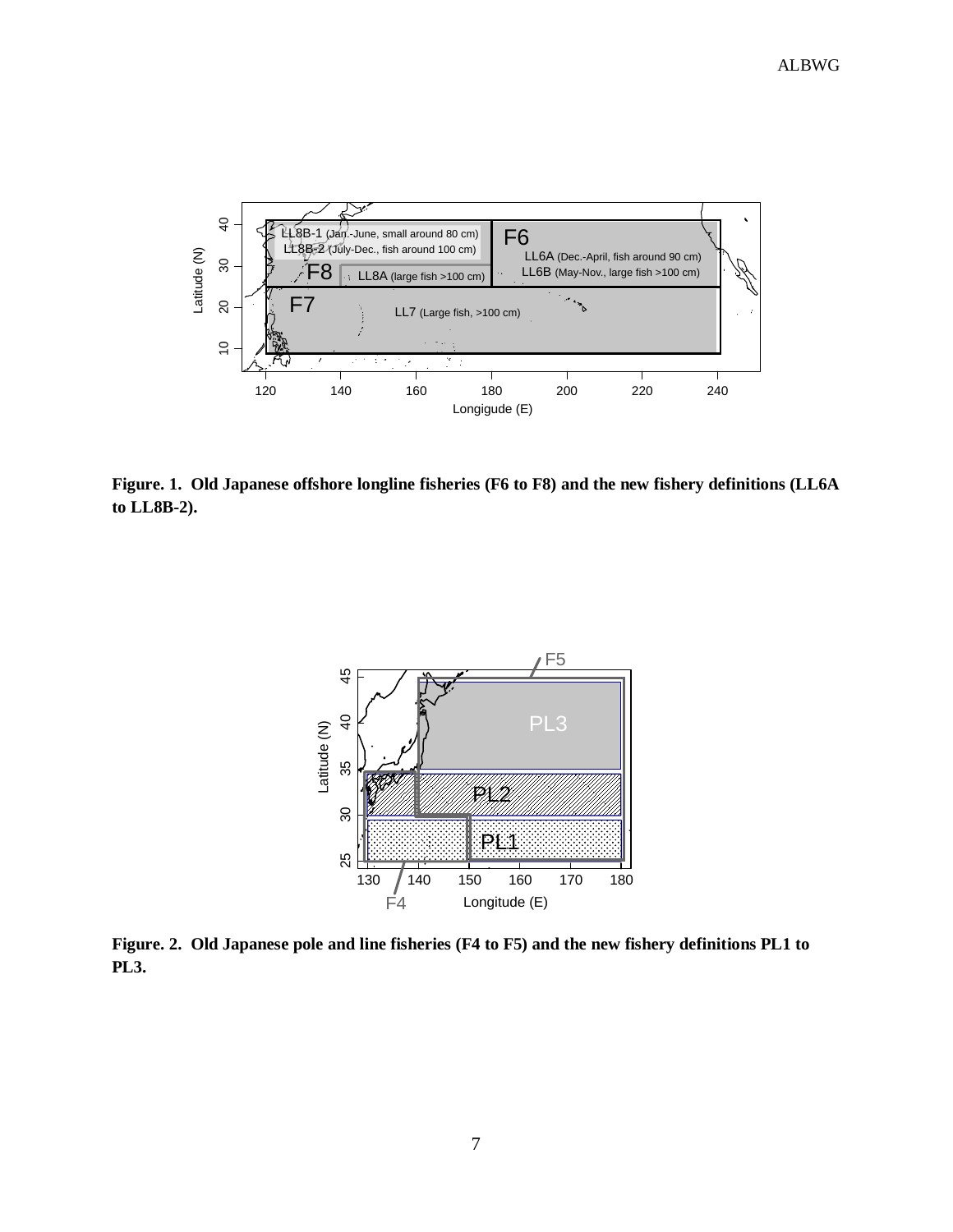**Figure. 1. Old Japanese offshore longline fisheries (F6 to F8) and the new fishery definitions (LL6A to LL8B-2).**

**Figure. 2. Old Japanese pole and line fisheries (F4 to F5) and the new fishery definitions PL1 to PL3.**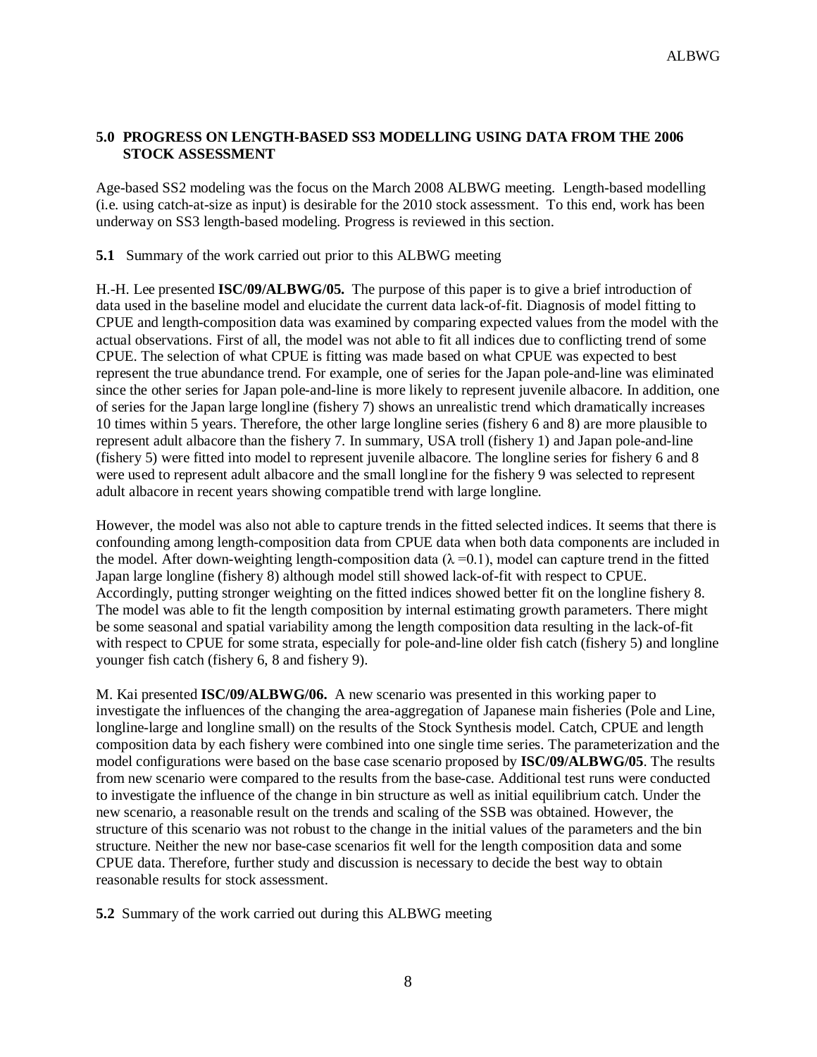### 5.0 PROGRESS ON LENGTH-BASED SS3 MODELLING USING DATA FROM THE 2006 STOCK ASSESSMENT

Age-based SS2 modeling was the focus on the March 2008 ALBWG meeting. Length-based modelling (i.e. using catch-at-size as input) is desirable for the 2010 stock assessment. To this end, work has been underway on SS3 length-based modeling. Progress is reviewed in this section.

**5.1** Summary of the work carried out prior to this ALBWG meeting

H.-H. Lee presented **ISC/09/ALBWG/05.** The purpose of this paper is to give a brief introduction of data used in the baseline model and elucidate the current data lack-of-fit. Diagnosis of model fitting to CPUE and length-composition data was examined by comparing expected values from the model with the actual observations. First of all, the model was not able to fit all indices due to conflicting trend of some CPUE. The selection of what CPUE is fitting was made based on what CPUE was expected to best represent the true abundance trend. For example, one of series for the Japan pole-and-line was eliminated since the other series for Japan pole-and-line is more likely to represent juvenile albacore. In addition, one of series for the Japan large longline (fishery 7) shows an unrealistic trend which dramatically increases 10 times within 5 years. Therefore, the other large longline series (fishery 6 and 8) are more plausible to represent adult albacore than the fishery 7. In summary, USA troll (fishery 1) and Japan pole-and-line (fishery 5) were fitted into model to represent juvenile albacore. The longline series for fishery 6 and 8 were used to represent adult albacore and the small longline for the fishery 9 was selected to represent adult albacore in recent years showing compatible trend with large longline.

However, the model was also not able to capture trends in the fitted selected indices. It seems that there is confounding among length-composition data from CPUE data when both data components are included in the model. After down-weighting length-composition data ($\lambda = 0.1$), model can capture trend in the fitted Japan large longline (fishery 8) although model still showed lack-of-fit with respect to CPUE. Accordingly, putting stronger weighting on the fitted indices showed better fit on the longline fishery 8. The model was able to fit the length composition by internal estimating growth parameters. There might be some seasonal and spatial variability among the length composition data resulting in the lack-of-fit with respect to CPUE for some strata, especially for pole-and-line older fish catch (fishery 5) and longline younger fish catch (fishery 6, 8 and fishery 9).

M. Kai presented **ISC/09/ALBWG/06.** A new scenario was presented in this working paper to investigate the influences of the changing the area-aggregation of Japanese main fisheries (Pole and Line, longline-large and longline small) on the results of the Stock Synthesis model. Catch, CPUE and length composition data by each fishery were combined into one single time series. The parameterization and the model configurations were based on the base case scenario proposed by **ISC/09/ALBWG/05**. The results from new scenario were compared to the results from the base-case. Additional test runs were conducted to investigate the influence of the change in bin structure as well as initial equilibrium catch. Under the new scenario, a reasonable result on the trends and scaling of the SSB was obtained. However, the structure of this scenario was not robust to the change in the initial values of the parameters and the bin structure. Neither the new nor base-case scenarios fit well for the length composition data and some CPUE data. Therefore, further study and discussion is necessary to decide the best way to obtain reasonable results for stock assessment.

**5.2** Summary of the work carried out during this ALBWG meeting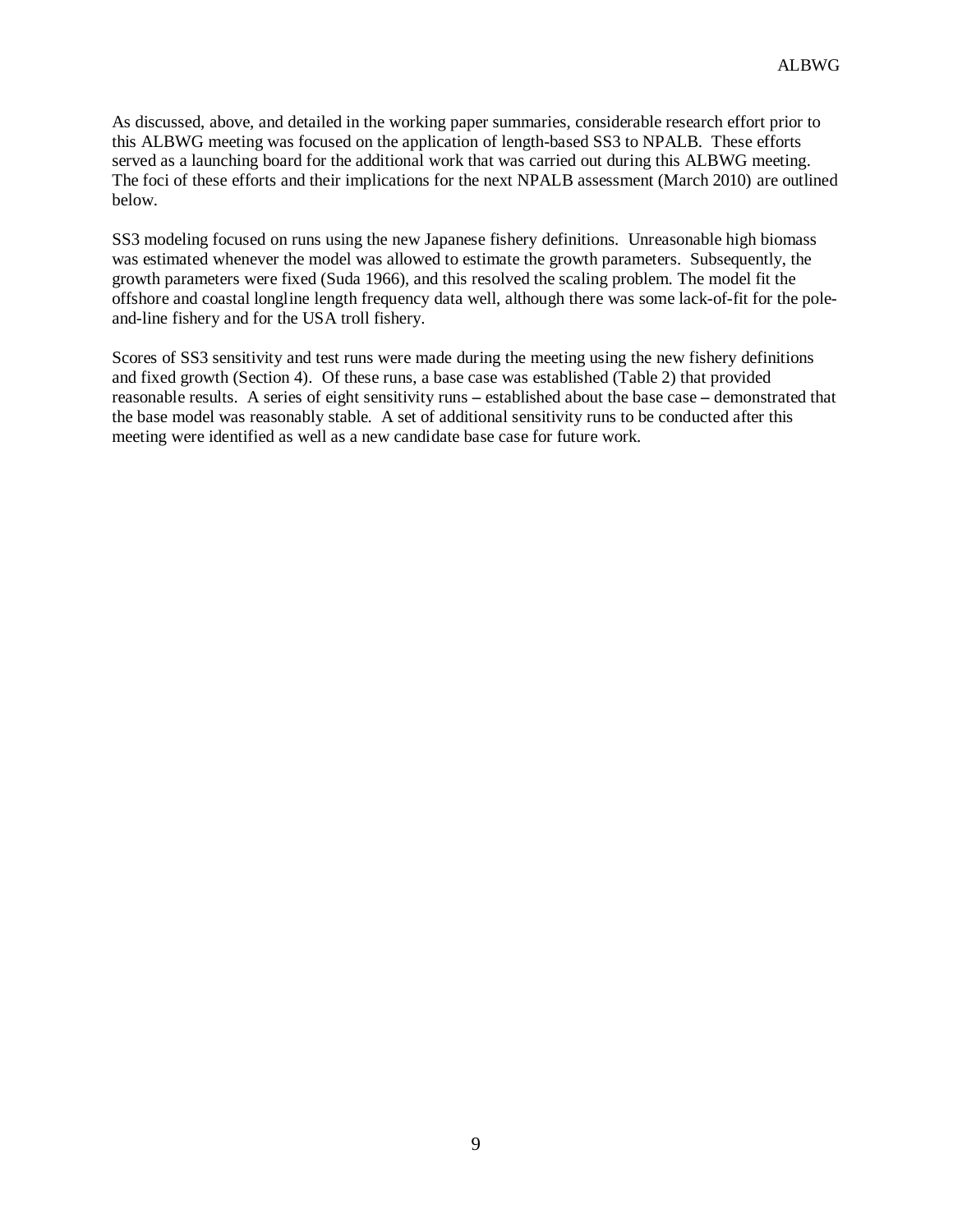As discussed, above, and detailed in the working paper summaries, considerable research effort prior to this ALBWG meeting was focused on the application of length-based SS3 to NPALB. These efforts served as a launching board for the additional work that was carried out during this ALBWG meeting. The foci of these efforts and their implications for the next NPALB assessment (March 2010) are outlined below.

SS3 modeling focused on runs using the new Japanese fishery definitions. Unreasonable high biomass was estimated whenever the model was allowed to estimate the growth parameters. Subsequently, the growth parameters were fixed (Suda 1966), and this resolved the scaling problem. The model fit the offshore and coastal longline length frequency data well, although there was some lack-of-fit for the pole-and-line fishery and for the USA troll fishery.

Scores of SS3 sensitivity and test runs were made during the meeting using the new fishery definitions and fixed growth (Section 4). Of these runs, a base case was established (Table 2) that provided reasonable results. A series of eight sensitivity runs – established about the base case – demonstrated that the base model was reasonably stable. A set of additional sensitivity runs to be conducted after this meeting were identified as well as a new candidate base case for future work.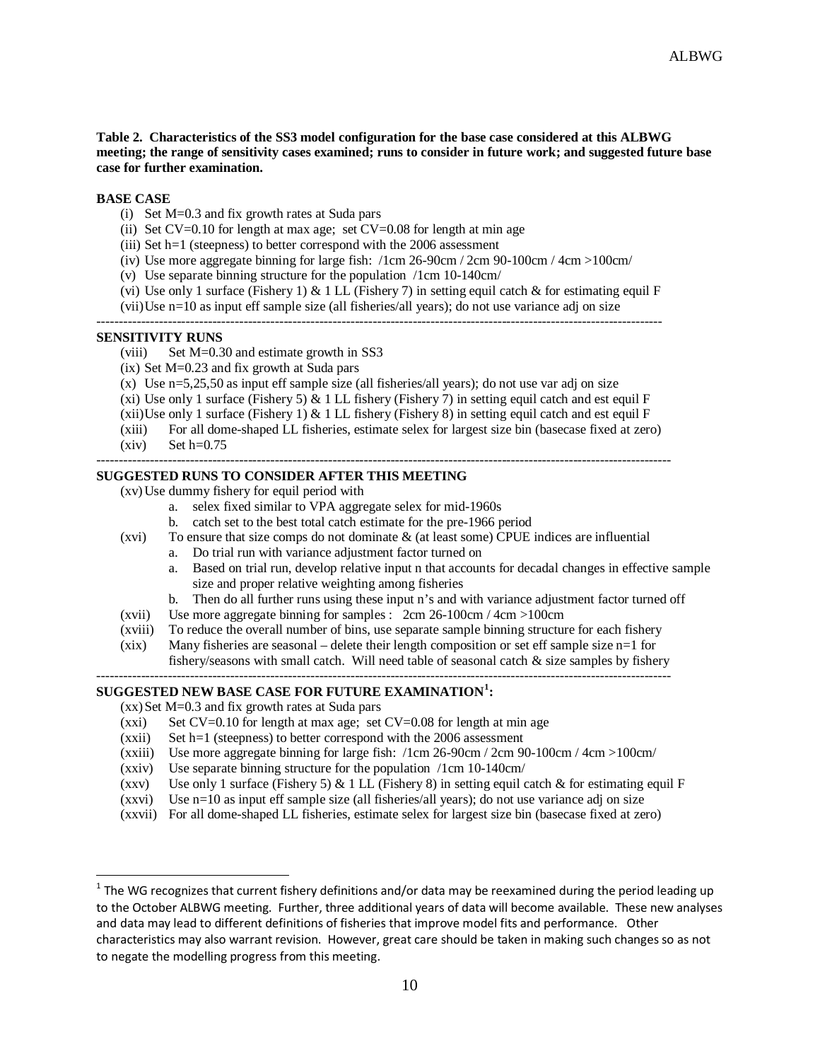**Table 2. Characteristics of the SS3 model configuration for the base case considered at this ALBWG meeting; the range of sensitivity cases examined; runs to consider in future work; and suggested future base case for further examination.**

**BASE CASE**

(i) Set M=0.3 and fix growth rates at Suda pars
(ii) Set CV=0.10 for length at max age; set CV=0.08 for length at min age
(iii) Set h=1 (steepness) to better correspond with the 2006 assessment
(iv) Use more aggregate binning for large fish: /1cm 26-90cm / 2cm 90-100cm / 4cm >100cm/
(v) Use separate binning structure for the population /1cm 10-140cm/
(vi) Use only 1 surface (Fishery 1) & 1 LL (Fishery 7) in setting equil catch & for estimating equil F
(vii) Use n=10 as input eff sample size (all fisheries/all years); do not use variance adj on size

---

**SENSITIVITY RUNS**

(viii) Set M=0.30 and estimate growth in SS3
(ix) Set M=0.23 and fix growth at Suda pars
(x) Use n=5,25,50 as input eff sample size (all fisheries/all years); do not use var adj on size
(xi) Use only 1 surface (Fishery 5) & 1 LL fishery (Fishery 7) in setting equil catch and est equil F
(xii) Use only 1 surface (Fishery 1) & 1 LL fishery (Fishery 8) in setting equil catch and est equil F
(xiii) For all dome-shaped LL fisheries, estimate selex for largest size bin (basecase fixed at zero)
(xiv) Set h=0.75

---

**SUGGESTED RUNS TO CONSIDER AFTER THIS MEETING**

(xv) Use dummy fishery for equil period with
  a. selex fixed similar to VPA aggregate selex for mid-1960s
  b. catch set to the best total catch estimate for the pre-1966 period
(xvi) To ensure that size comps do not dominate & (at least some) CPUE indices are influential
  a. Do trial run with variance adjustment factor turned on
  a. Based on trial run, develop relative input n that accounts for decadal changes in effective sample size and proper relative weighting among fisheries
  b. Then do all further runs using these input n's and with variance adjustment factor turned off
(xvii) Use more aggregate binning for samples : 2cm 26-100cm / 4cm >100cm
(xviii) To reduce the overall number of bins, use separate sample binning structure for each fishery
(xix) Many fisheries are seasonal – delete their length composition or set eff sample size n=1 for fishery/seasons with small catch. Will need table of seasonal catch & size samples by fishery

---

**SUGGESTED NEW BASE CASE FOR FUTURE EXAMINATION[1]:**

(xx) Set M=0.3 and fix growth rates at Suda pars
(xxi) Set CV=0.10 for length at max age; set CV=0.08 for length at min age
(xxii) Set h=1 (steepness) to better correspond with the 2006 assessment
(xxiii) Use more aggregate binning for large fish: /1cm 26-90cm / 2cm 90-100cm / 4cm >100cm/
(xxiv) Use separate binning structure for the population /1cm 10-140cm/
(xxv) Use only 1 surface (Fishery 5) & 1 LL (Fishery 8) in setting equil catch & for estimating equil F
(xxvi) Use n=10 as input eff sample size (all fisheries/all years); do not use variance adj on size
(xxvii) For all dome-shaped LL fisheries, estimate selex for largest size bin (basecase fixed at zero)

[1] The WG recognizes that current fishery definitions and/or data may be reexamined during the period leading up to the October ALBWG meeting. Further, three additional years of data will become available. These new analyses and data may lead to different definitions of fisheries that improve model fits and performance. Other characteristics may also warrant revision. However, great care should be taken in making such changes so as not to negate the modelling progress from this meeting.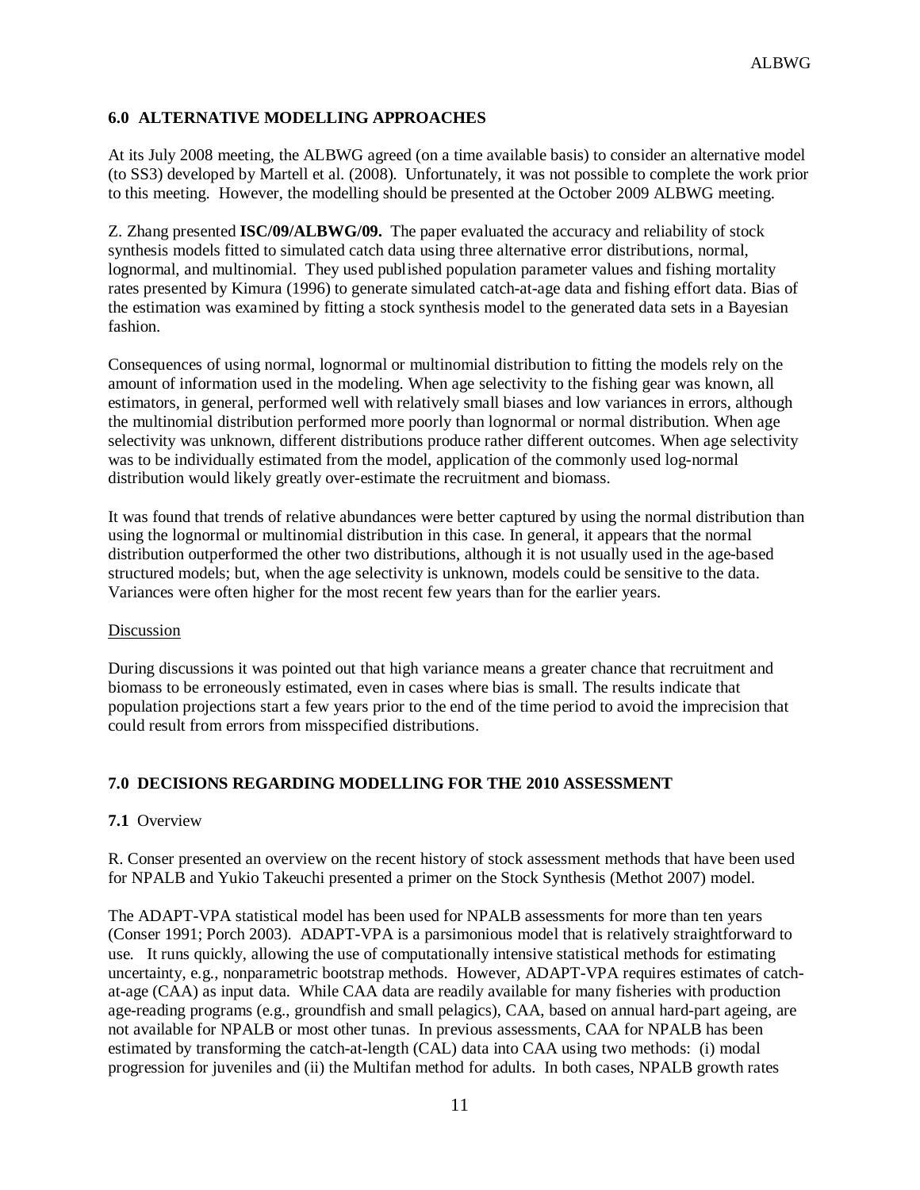## 6.0 ALTERNATIVE MODELLING APPROACHES

At its July 2008 meeting, the ALBWG agreed (on a time available basis) to consider an alternative model (to SS3) developed by Martell et al. (2008). Unfortunately, it was not possible to complete the work prior to this meeting. However, the modelling should be presented at the October 2009 ALBWG meeting.

Z. Zhang presented **ISC/09/ALBWG/09.** The paper evaluated the accuracy and reliability of stock synthesis models fitted to simulated catch data using three alternative error distributions, normal, lognormal, and multinomial. They used published population parameter values and fishing mortality rates presented by Kimura (1996) to generate simulated catch-at-age data and fishing effort data. Bias of the estimation was examined by fitting a stock synthesis model to the generated data sets in a Bayesian fashion.

Consequences of using normal, lognormal or multinomial distribution to fitting the models rely on the amount of information used in the modeling. When age selectivity to the fishing gear was known, all estimators, in general, performed well with relatively small biases and low variances in errors, although the multinomial distribution performed more poorly than lognormal or normal distribution. When age selectivity was unknown, different distributions produce rather different outcomes. When age selectivity was to be individually estimated from the model, application of the commonly used log-normal distribution would likely greatly over-estimate the recruitment and biomass.

It was found that trends of relative abundances were better captured by using the normal distribution than using the lognormal or multinomial distribution in this case. In general, it appears that the normal distribution outperformed the other two distributions, although it is not usually used in the age-based structured models; but, when the age selectivity is unknown, models could be sensitive to the data. Variances were often higher for the most recent few years than for the earlier years.

Discussion

During discussions it was pointed out that high variance means a greater chance that recruitment and biomass to be erroneously estimated, even in cases where bias is small. The results indicate that population projections start a few years prior to the end of the time period to avoid the imprecision that could result from errors from misspecified distributions.

## 7.0 DECISIONS REGARDING MODELLING FOR THE 2010 ASSESSMENT

### 7.1 Overview

R. Conser presented an overview on the recent history of stock assessment methods that have been used for NPALB and Yukio Takeuchi presented a primer on the Stock Synthesis (Methot 2007) model.

The ADAPT-VPA statistical model has been used for NPALB assessments for more than ten years (Conser 1991; Porch 2003). ADAPT-VPA is a parsimonious model that is relatively straightforward to use. It runs quickly, allowing the use of computationally intensive statistical methods for estimating uncertainty, e.g., nonparametric bootstrap methods. However, ADAPT-VPA requires estimates of catch-at-age (CAA) as input data. While CAA data are readily available for many fisheries with production age-reading programs (e.g., groundfish and small pelagics), CAA, based on annual hard-part ageing, are not available for NPALB or most other tunas. In previous assessments, CAA for NPALB has been estimated by transforming the catch-at-length (CAL) data into CAA using two methods: (i) modal progression for juveniles and (ii) the Multifan method for adults. In both cases, NPALB growth rates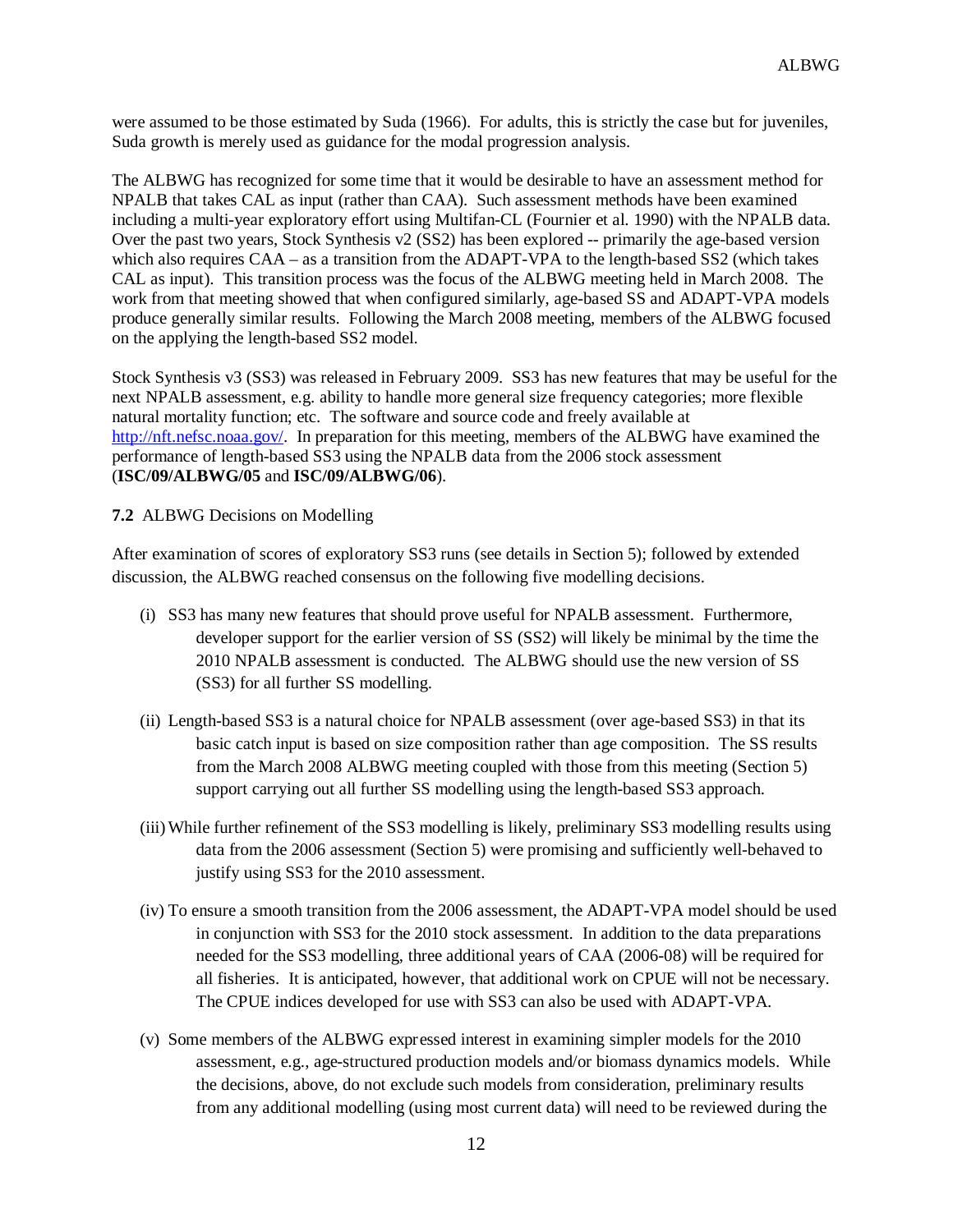were assumed to be those estimated by Suda (1966). For adults, this is strictly the case but for juveniles, Suda growth is merely used as guidance for the modal progression analysis.

The ALBWG has recognized for some time that it would be desirable to have an assessment method for NPALB that takes CAL as input (rather than CAA). Such assessment methods have been examined including a multi-year exploratory effort using Multifan-CL (Fournier et al. 1990) with the NPALB data. Over the past two years, Stock Synthesis v2 (SS2) has been explored -- primarily the age-based version which also requires CAA – as a transition from the ADAPT-VPA to the length-based SS2 (which takes CAL as input). This transition process was the focus of the ALBWG meeting held in March 2008. The work from that meeting showed that when configured similarly, age-based SS and ADAPT-VPA models produce generally similar results. Following the March 2008 meeting, members of the ALBWG focused on the applying the length-based SS2 model.

Stock Synthesis v3 (SS3) was released in February 2009. SS3 has new features that may be useful for the next NPALB assessment, e.g. ability to handle more general size frequency categories; more flexible natural mortality function; etc. The software and source code and freely available at http://nft.nefsc.noaa.gov/. In preparation for this meeting, members of the ALBWG have examined the performance of length-based SS3 using the NPALB data from the 2006 stock assessment (**ISC/09/ALBWG/05** and **ISC/09/ALBWG/06**).

**7.2** ALBWG Decisions on Modelling

After examination of scores of exploratory SS3 runs (see details in Section 5); followed by extended discussion, the ALBWG reached consensus on the following five modelling decisions.

(i) SS3 has many new features that should prove useful for NPALB assessment. Furthermore, developer support for the earlier version of SS (SS2) will likely be minimal by the time the 2010 NPALB assessment is conducted. The ALBWG should use the new version of SS (SS3) for all further SS modelling.

(ii) Length-based SS3 is a natural choice for NPALB assessment (over age-based SS3) in that its basic catch input is based on size composition rather than age composition. The SS results from the March 2008 ALBWG meeting coupled with those from this meeting (Section 5) support carrying out all further SS modelling using the length-based SS3 approach.

(iii) While further refinement of the SS3 modelling is likely, preliminary SS3 modelling results using data from the 2006 assessment (Section 5) were promising and sufficiently well-behaved to justify using SS3 for the 2010 assessment.

(iv) To ensure a smooth transition from the 2006 assessment, the ADAPT-VPA model should be used in conjunction with SS3 for the 2010 stock assessment. In addition to the data preparations needed for the SS3 modelling, three additional years of CAA (2006-08) will be required for all fisheries. It is anticipated, however, that additional work on CPUE will not be necessary. The CPUE indices developed for use with SS3 can also be used with ADAPT-VPA.

(v) Some members of the ALBWG expressed interest in examining simpler models for the 2010 assessment, e.g., age-structured production models and/or biomass dynamics models. While the decisions, above, do not exclude such models from consideration, preliminary results from any additional modelling (using most current data) will need to be reviewed during the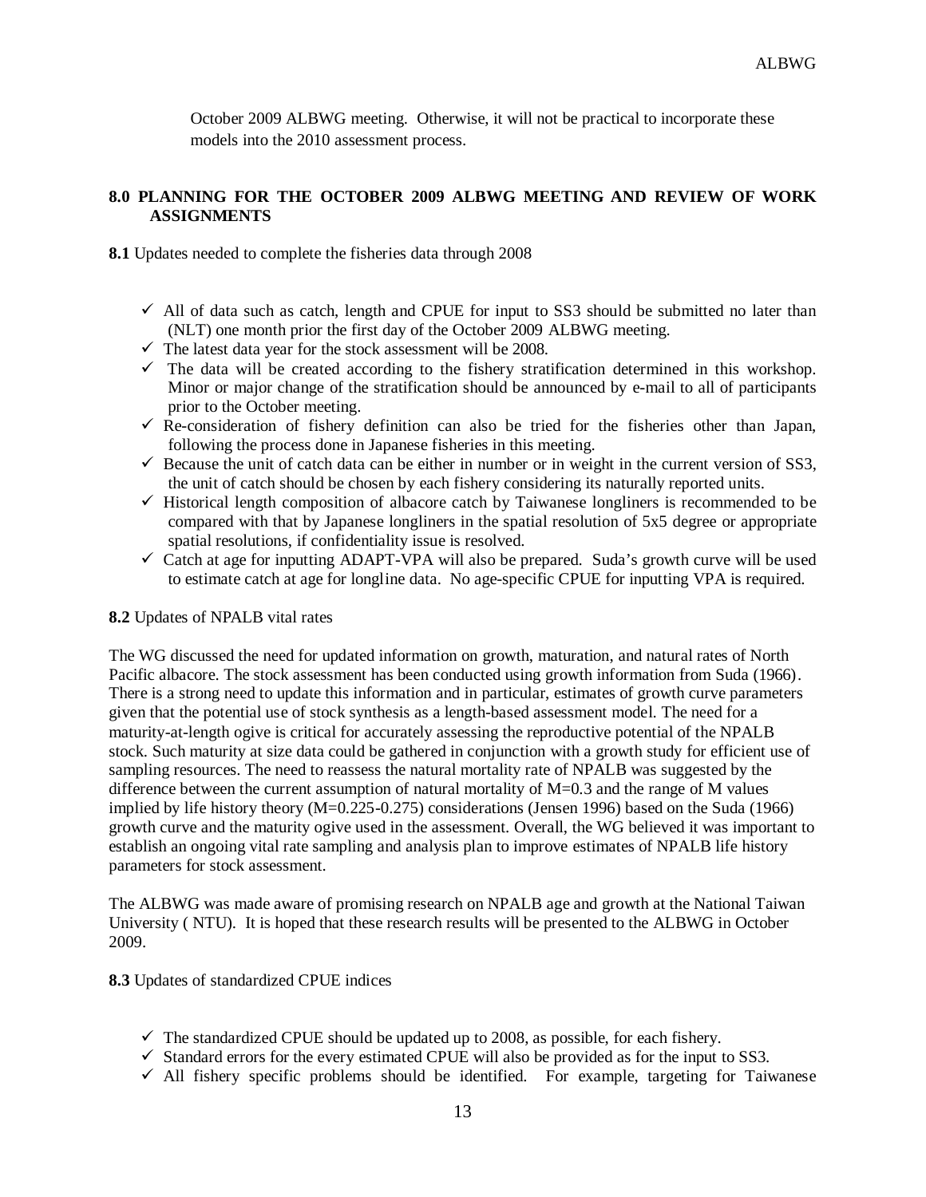October 2009 ALBWG meeting. Otherwise, it will not be practical to incorporate these models into the 2010 assessment process.

## 8.0 PLANNING FOR THE OCTOBER 2009 ALBWG MEETING AND REVIEW OF WORK ASSIGNMENTS

**8.1** Updates needed to complete the fisheries data through 2008

- ✓ All of data such as catch, length and CPUE for input to SS3 should be submitted no later than (NLT) one month prior the first day of the October 2009 ALBWG meeting.
- ✓ The latest data year for the stock assessment will be 2008.
- ✓ The data will be created according to the fishery stratification determined in this workshop. Minor or major change of the stratification should be announced by e-mail to all of participants prior to the October meeting.
- ✓ Re-consideration of fishery definition can also be tried for the fisheries other than Japan, following the process done in Japanese fisheries in this meeting.
- ✓ Because the unit of catch data can be either in number or in weight in the current version of SS3, the unit of catch should be chosen by each fishery considering its naturally reported units.
- ✓ Historical length composition of albacore catch by Taiwanese longliners is recommended to be compared with that by Japanese longliners in the spatial resolution of 5x5 degree or appropriate spatial resolutions, if confidentiality issue is resolved.
- ✓ Catch at age for inputting ADAPT-VPA will also be prepared. Suda's growth curve will be used to estimate catch at age for longline data. No age-specific CPUE for inputting VPA is required.

**8.2** Updates of NPALB vital rates

The WG discussed the need for updated information on growth, maturation, and natural rates of North Pacific albacore. The stock assessment has been conducted using growth information from Suda (1966). There is a strong need to update this information and in particular, estimates of growth curve parameters given that the potential use of stock synthesis as a length-based assessment model. The need for a maturity-at-length ogive is critical for accurately assessing the reproductive potential of the NPALB stock. Such maturity at size data could be gathered in conjunction with a growth study for efficient use of sampling resources. The need to reassess the natural mortality rate of NPALB was suggested by the difference between the current assumption of natural mortality of M=0.3 and the range of M values implied by life history theory (M=0.225-0.275) considerations (Jensen 1996) based on the Suda (1966) growth curve and the maturity ogive used in the assessment. Overall, the WG believed it was important to establish an ongoing vital rate sampling and analysis plan to improve estimates of NPALB life history parameters for stock assessment.

The ALBWG was made aware of promising research on NPALB age and growth at the National Taiwan University ( NTU). It is hoped that these research results will be presented to the ALBWG in October 2009.

**8.3** Updates of standardized CPUE indices

- ✓ The standardized CPUE should be updated up to 2008, as possible, for each fishery.
- ✓ Standard errors for the every estimated CPUE will also be provided as for the input to SS3.
- ✓ All fishery specific problems should be identified. For example, targeting for Taiwanese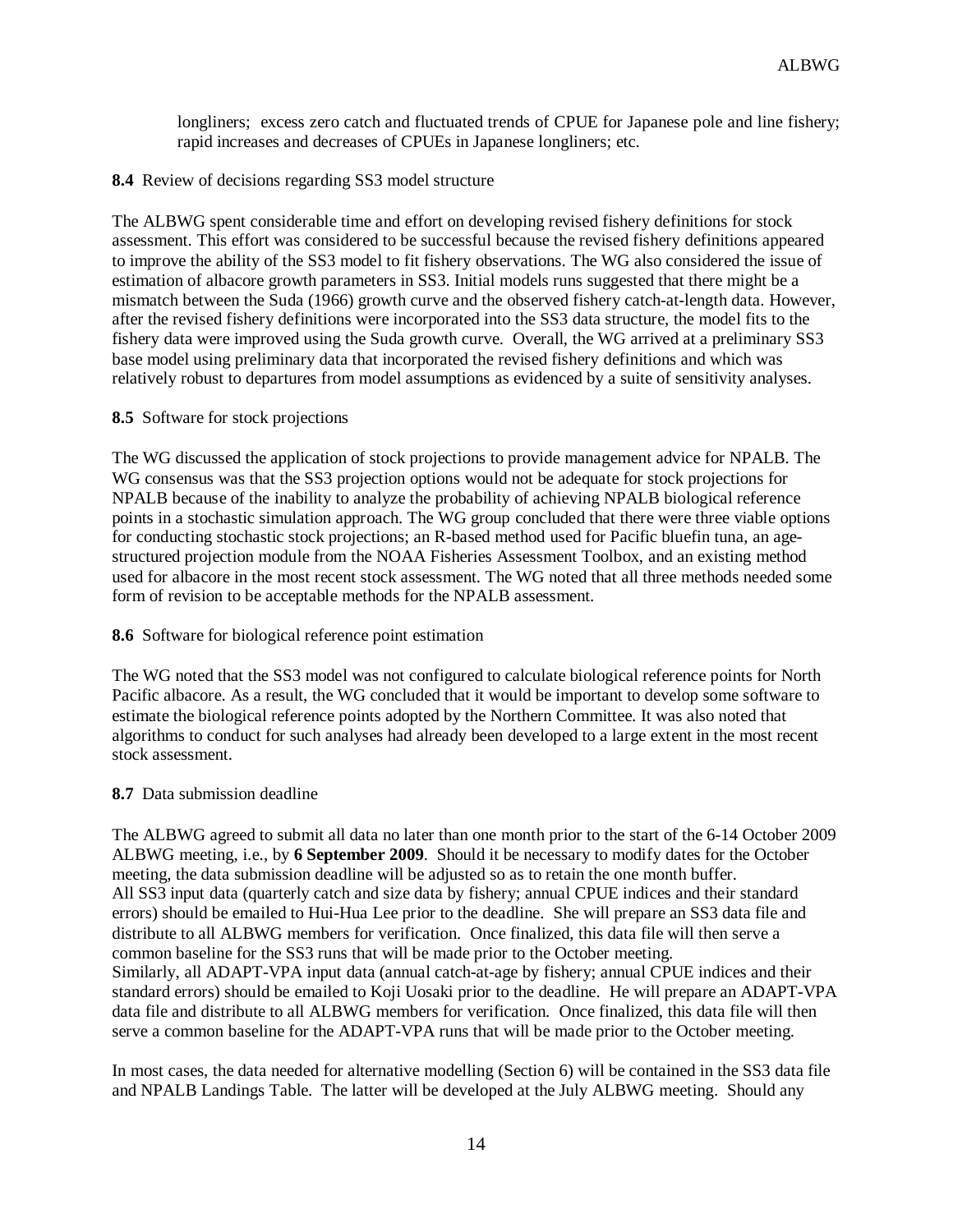longliners; excess zero catch and fluctuated trends of CPUE for Japanese pole and line fishery; rapid increases and decreases of CPUEs in Japanese longliners; etc.

**8.4** Review of decisions regarding SS3 model structure

The ALBWG spent considerable time and effort on developing revised fishery definitions for stock assessment. This effort was considered to be successful because the revised fishery definitions appeared to improve the ability of the SS3 model to fit fishery observations. The WG also considered the issue of estimation of albacore growth parameters in SS3. Initial models runs suggested that there might be a mismatch between the Suda (1966) growth curve and the observed fishery catch-at-length data. However, after the revised fishery definitions were incorporated into the SS3 data structure, the model fits to the fishery data were improved using the Suda growth curve. Overall, the WG arrived at a preliminary SS3 base model using preliminary data that incorporated the revised fishery definitions and which was relatively robust to departures from model assumptions as evidenced by a suite of sensitivity analyses.

**8.5** Software for stock projections

The WG discussed the application of stock projections to provide management advice for NPALB. The WG consensus was that the SS3 projection options would not be adequate for stock projections for NPALB because of the inability to analyze the probability of achieving NPALB biological reference points in a stochastic simulation approach. The WG group concluded that there were three viable options for conducting stochastic stock projections; an R-based method used for Pacific bluefin tuna, an age-structured projection module from the NOAA Fisheries Assessment Toolbox, and an existing method used for albacore in the most recent stock assessment. The WG noted that all three methods needed some form of revision to be acceptable methods for the NPALB assessment.

**8.6** Software for biological reference point estimation

The WG noted that the SS3 model was not configured to calculate biological reference points for North Pacific albacore. As a result, the WG concluded that it would be important to develop some software to estimate the biological reference points adopted by the Northern Committee. It was also noted that algorithms to conduct for such analyses had already been developed to a large extent in the most recent stock assessment.

**8.7** Data submission deadline

The ALBWG agreed to submit all data no later than one month prior to the start of the 6-14 October 2009 ALBWG meeting, i.e., by **6 September 2009**. Should it be necessary to modify dates for the October meeting, the data submission deadline will be adjusted so as to retain the one month buffer.
All SS3 input data (quarterly catch and size data by fishery; annual CPUE indices and their standard errors) should be emailed to Hui-Hua Lee prior to the deadline. She will prepare an SS3 data file and distribute to all ALBWG members for verification. Once finalized, this data file will then serve a common baseline for the SS3 runs that will be made prior to the October meeting.
Similarly, all ADAPT-VPA input data (annual catch-at-age by fishery; annual CPUE indices and their standard errors) should be emailed to Koji Uosaki prior to the deadline. He will prepare an ADAPT-VPA data file and distribute to all ALBWG members for verification. Once finalized, this data file will then serve a common baseline for the ADAPT-VPA runs that will be made prior to the October meeting.

In most cases, the data needed for alternative modelling (Section 6) will be contained in the SS3 data file and NPALB Landings Table. The latter will be developed at the July ALBWG meeting. Should any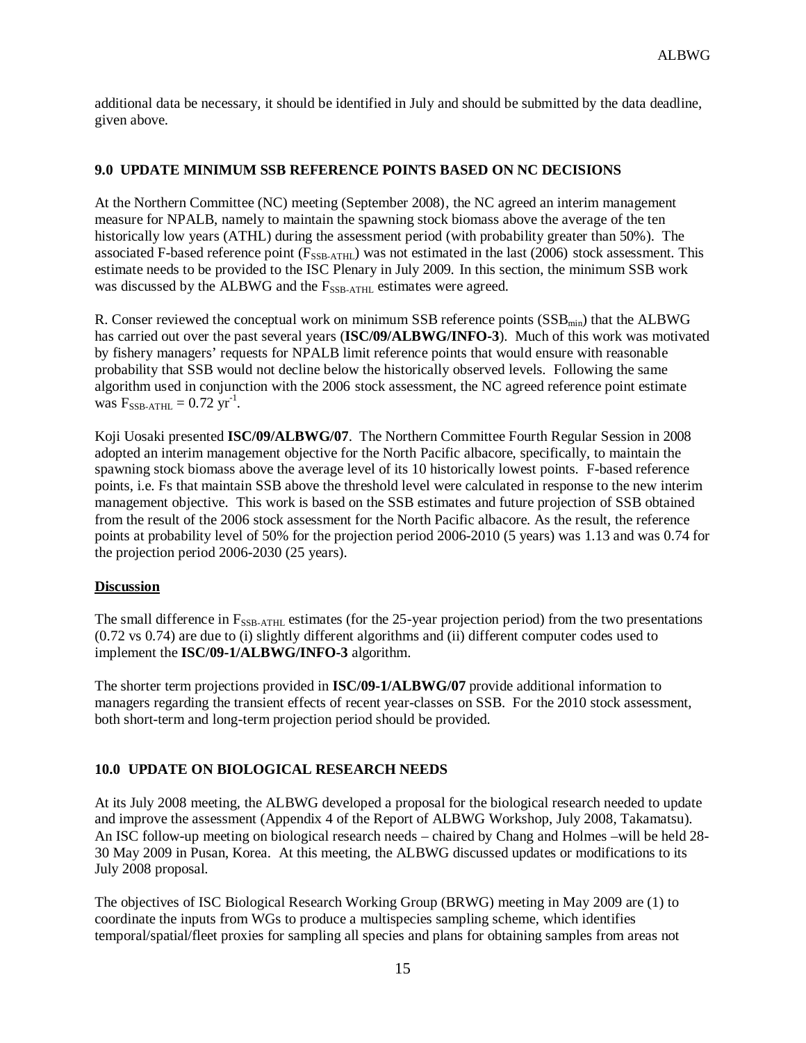additional data be necessary, it should be identified in July and should be submitted by the data deadline, given above.

## 9.0 UPDATE MINIMUM SSB REFERENCE POINTS BASED ON NC DECISIONS

At the Northern Committee (NC) meeting (September 2008), the NC agreed an interim management measure for NPALB, namely to maintain the spawning stock biomass above the average of the ten historically low years (ATHL) during the assessment period (with probability greater than 50%). The associated F-based reference point ($F_{SSB-ATHL}$) was not estimated in the last (2006) stock assessment. This estimate needs to be provided to the ISC Plenary in July 2009. In this section, the minimum SSB work was discussed by the ALBWG and the $F_{SSB-ATHL}$ estimates were agreed.

R. Conser reviewed the conceptual work on minimum SSB reference points ($SSB_{min}$) that the ALBWG has carried out over the past several years (**ISC/09/ALBWG/INFO-3**). Much of this work was motivated by fishery managers' requests for NPALB limit reference points that would ensure with reasonable probability that SSB would not decline below the historically observed levels. Following the same algorithm used in conjunction with the 2006 stock assessment, the NC agreed reference point estimate was $F_{SSB-ATHL} = 0.72 \text{ yr}^{-1}$.

Koji Uosaki presented **ISC/09/ALBWG/07**. The Northern Committee Fourth Regular Session in 2008 adopted an interim management objective for the North Pacific albacore, specifically, to maintain the spawning stock biomass above the average level of its 10 historically lowest points. F-based reference points, i.e. Fs that maintain SSB above the threshold level were calculated in response to the new interim management objective. This work is based on the SSB estimates and future projection of SSB obtained from the result of the 2006 stock assessment for the North Pacific albacore. As the result, the reference points at probability level of 50% for the projection period 2006-2010 (5 years) was 1.13 and was 0.74 for the projection period 2006-2030 (25 years).

**Discussion**

The small difference in $F_{SSB-ATHL}$ estimates (for the 25-year projection period) from the two presentations (0.72 vs 0.74) are due to (i) slightly different algorithms and (ii) different computer codes used to implement the **ISC/09-1/ALBWG/INFO-3** algorithm.

The shorter term projections provided in **ISC/09-1/ALBWG/07** provide additional information to managers regarding the transient effects of recent year-classes on SSB. For the 2010 stock assessment, both short-term and long-term projection period should be provided.

## 10.0 UPDATE ON BIOLOGICAL RESEARCH NEEDS

At its July 2008 meeting, the ALBWG developed a proposal for the biological research needed to update and improve the assessment (Appendix 4 of the Report of ALBWG Workshop, July 2008, Takamatsu). An ISC follow-up meeting on biological research needs – chaired by Chang and Holmes –will be held 28-30 May 2009 in Pusan, Korea. At this meeting, the ALBWG discussed updates or modifications to its July 2008 proposal.

The objectives of ISC Biological Research Working Group (BRWG) meeting in May 2009 are (1) to coordinate the inputs from WGs to produce a multispecies sampling scheme, which identifies temporal/spatial/fleet proxies for sampling all species and plans for obtaining samples from areas not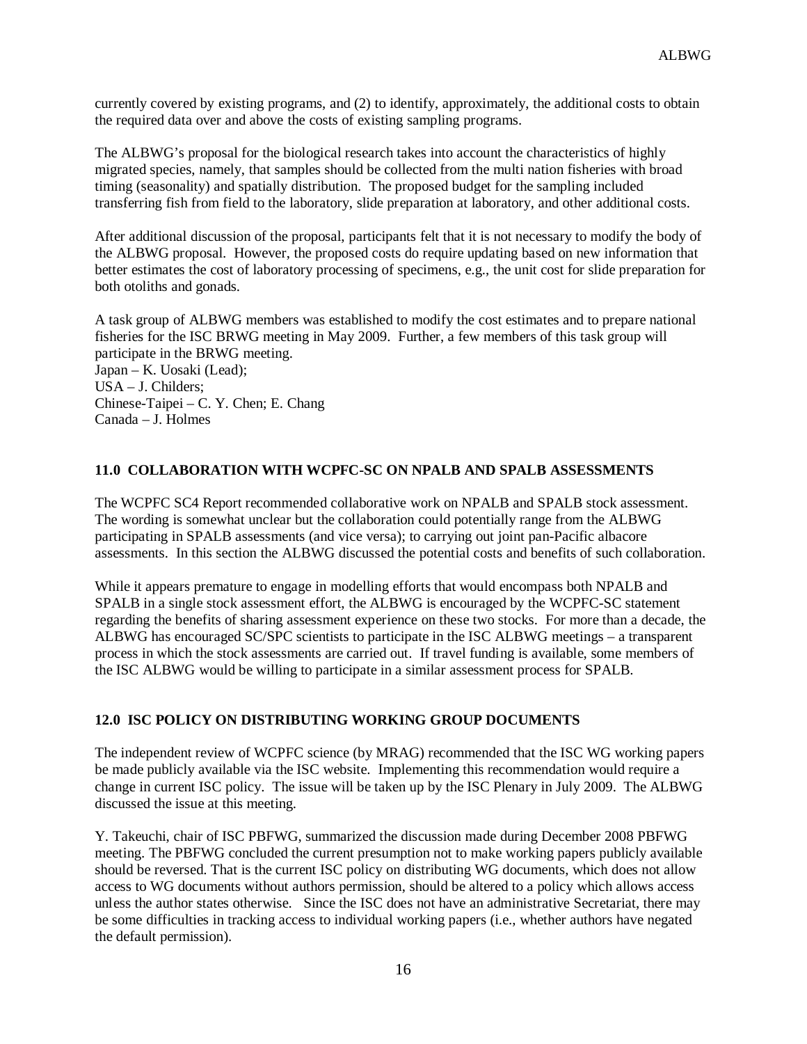currently covered by existing programs, and (2) to identify, approximately, the additional costs to obtain the required data over and above the costs of existing sampling programs.

The ALBWG's proposal for the biological research takes into account the characteristics of highly migrated species, namely, that samples should be collected from the multi nation fisheries with broad timing (seasonality) and spatially distribution. The proposed budget for the sampling included transferring fish from field to the laboratory, slide preparation at laboratory, and other additional costs.

After additional discussion of the proposal, participants felt that it is not necessary to modify the body of the ALBWG proposal. However, the proposed costs do require updating based on new information that better estimates the cost of laboratory processing of specimens, e.g., the unit cost for slide preparation for both otoliths and gonads.

A task group of ALBWG members was established to modify the cost estimates and to prepare national fisheries for the ISC BRWG meeting in May 2009. Further, a few members of this task group will participate in the BRWG meeting.
Japan – K. Uosaki (Lead);
USA – J. Childers;
Chinese-Taipei – C. Y. Chen; E. Chang
Canada – J. Holmes

## 11.0 COLLABORATION WITH WCPFC-SC ON NPALB AND SPALB ASSESSMENTS

The WCPFC SC4 Report recommended collaborative work on NPALB and SPALB stock assessment. The wording is somewhat unclear but the collaboration could potentially range from the ALBWG participating in SPALB assessments (and vice versa); to carrying out joint pan-Pacific albacore assessments. In this section the ALBWG discussed the potential costs and benefits of such collaboration.

While it appears premature to engage in modelling efforts that would encompass both NPALB and SPALB in a single stock assessment effort, the ALBWG is encouraged by the WCPFC-SC statement regarding the benefits of sharing assessment experience on these two stocks. For more than a decade, the ALBWG has encouraged SC/SPC scientists to participate in the ISC ALBWG meetings – a transparent process in which the stock assessments are carried out. If travel funding is available, some members of the ISC ALBWG would be willing to participate in a similar assessment process for SPALB.

## 12.0 ISC POLICY ON DISTRIBUTING WORKING GROUP DOCUMENTS

The independent review of WCPFC science (by MRAG) recommended that the ISC WG working papers be made publicly available via the ISC website. Implementing this recommendation would require a change in current ISC policy. The issue will be taken up by the ISC Plenary in July 2009. The ALBWG discussed the issue at this meeting.

Y. Takeuchi, chair of ISC PBFWG, summarized the discussion made during December 2008 PBFWG meeting. The PBFWG concluded the current presumption not to make working papers publicly available should be reversed. That is the current ISC policy on distributing WG documents, which does not allow access to WG documents without authors permission, should be altered to a policy which allows access unless the author states otherwise. Since the ISC does not have an administrative Secretariat, there may be some difficulties in tracking access to individual working papers (i.e., whether authors have negated the default permission).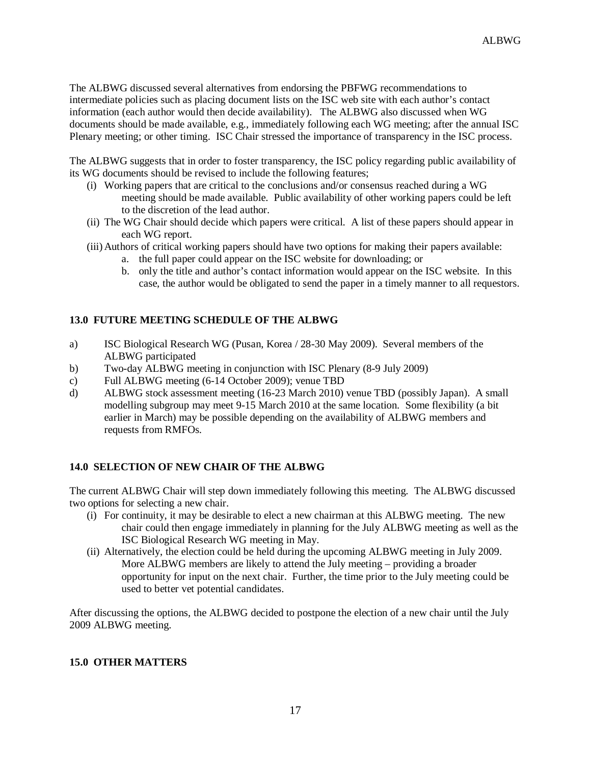The ALBWG discussed several alternatives from endorsing the PBFWG recommendations to intermediate policies such as placing document lists on the ISC web site with each author's contact information (each author would then decide availability). The ALBWG also discussed when WG documents should be made available, e.g., immediately following each WG meeting; after the annual ISC Plenary meeting; or other timing. ISC Chair stressed the importance of transparency in the ISC process.

The ALBWG suggests that in order to foster transparency, the ISC policy regarding public availability of its WG documents should be revised to include the following features;

(i) Working papers that are critical to the conclusions and/or consensus reached during a WG meeting should be made available. Public availability of other working papers could be left to the discretion of the lead author.

(ii) The WG Chair should decide which papers were critical. A list of these papers should appear in each WG report.

(iii) Authors of critical working papers should have two options for making their papers available:
   a. the full paper could appear on the ISC website for downloading; or
   b. only the title and author's contact information would appear on the ISC website. In this case, the author would be obligated to send the paper in a timely manner to all requestors.

**13.0 FUTURE MEETING SCHEDULE OF THE ALBWG**

a) ISC Biological Research WG (Pusan, Korea / 28-30 May 2009). Several members of the ALBWG participated

b) Two-day ALBWG meeting in conjunction with ISC Plenary (8-9 July 2009)

c) Full ALBWG meeting (6-14 October 2009); venue TBD

d) ALBWG stock assessment meeting (16-23 March 2010) venue TBD (possibly Japan). A small modelling subgroup may meet 9-15 March 2010 at the same location. Some flexibility (a bit earlier in March) may be possible depending on the availability of ALBWG members and requests from RMFOs.

**14.0 SELECTION OF NEW CHAIR OF THE ALBWG**

The current ALBWG Chair will step down immediately following this meeting. The ALBWG discussed two options for selecting a new chair.

(i) For continuity, it may be desirable to elect a new chairman at this ALBWG meeting. The new chair could then engage immediately in planning for the July ALBWG meeting as well as the ISC Biological Research WG meeting in May.

(ii) Alternatively, the election could be held during the upcoming ALBWG meeting in July 2009. More ALBWG members are likely to attend the July meeting – providing a broader opportunity for input on the next chair. Further, the time prior to the July meeting could be used to better vet potential candidates.

After discussing the options, the ALBWG decided to postpone the election of a new chair until the July 2009 ALBWG meeting.

**15.0 OTHER MATTERS**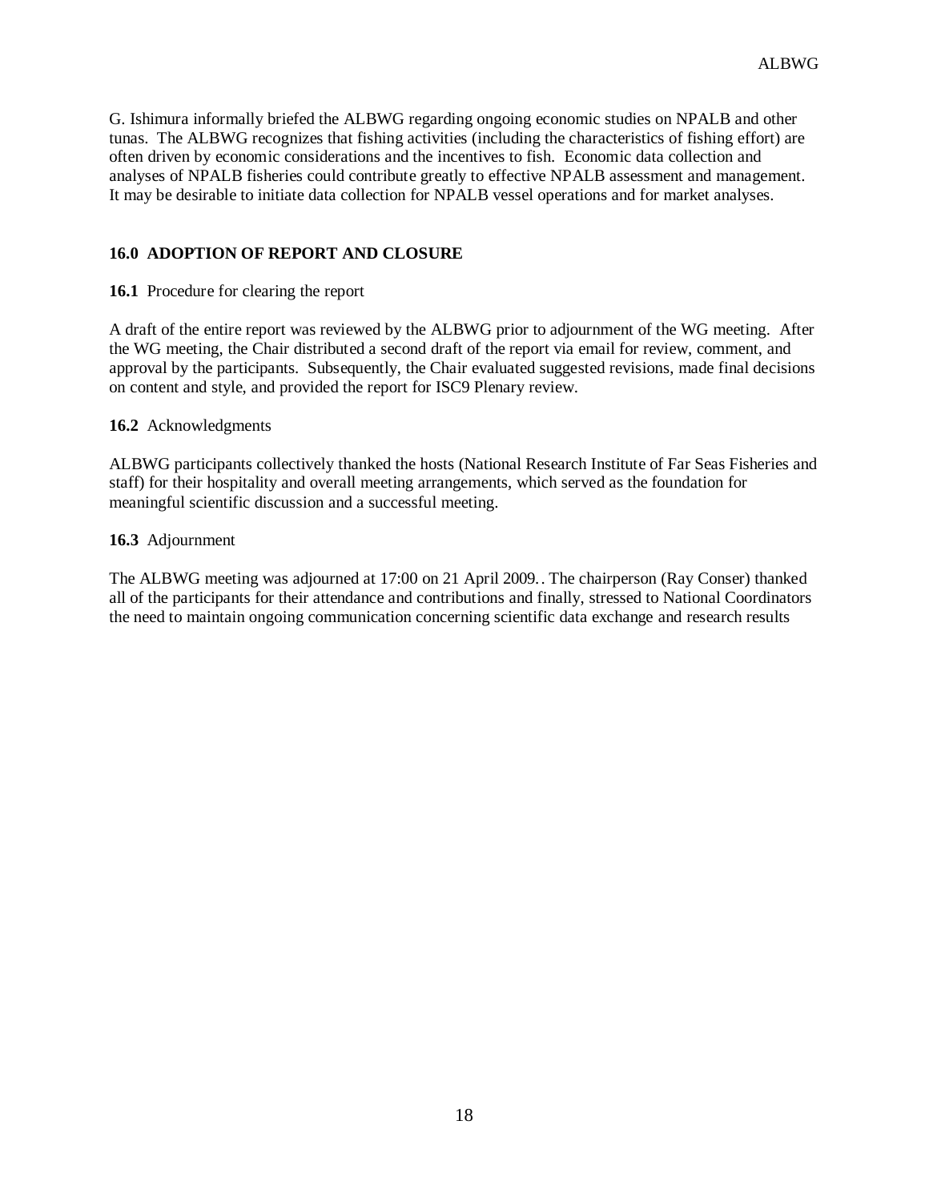G. Ishimura informally briefed the ALBWG regarding ongoing economic studies on NPALB and other tunas. The ALBWG recognizes that fishing activities (including the characteristics of fishing effort) are often driven by economic considerations and the incentives to fish. Economic data collection and analyses of NPALB fisheries could contribute greatly to effective NPALB assessment and management. It may be desirable to initiate data collection for NPALB vessel operations and for market analyses.

## 16.0 ADOPTION OF REPORT AND CLOSURE

**16.1** Procedure for clearing the report

A draft of the entire report was reviewed by the ALBWG prior to adjournment of the WG meeting. After the WG meeting, the Chair distributed a second draft of the report via email for review, comment, and approval by the participants. Subsequently, the Chair evaluated suggested revisions, made final decisions on content and style, and provided the report for ISC9 Plenary review.

**16.2** Acknowledgments

ALBWG participants collectively thanked the hosts (National Research Institute of Far Seas Fisheries and staff) for their hospitality and overall meeting arrangements, which served as the foundation for meaningful scientific discussion and a successful meeting.

**16.3** Adjournment

The ALBWG meeting was adjourned at 17:00 on 21 April 2009.. The chairperson (Ray Conser) thanked all of the participants for their attendance and contributions and finally, stressed to National Coordinators the need to maintain ongoing communication concerning scientific data exchange and research results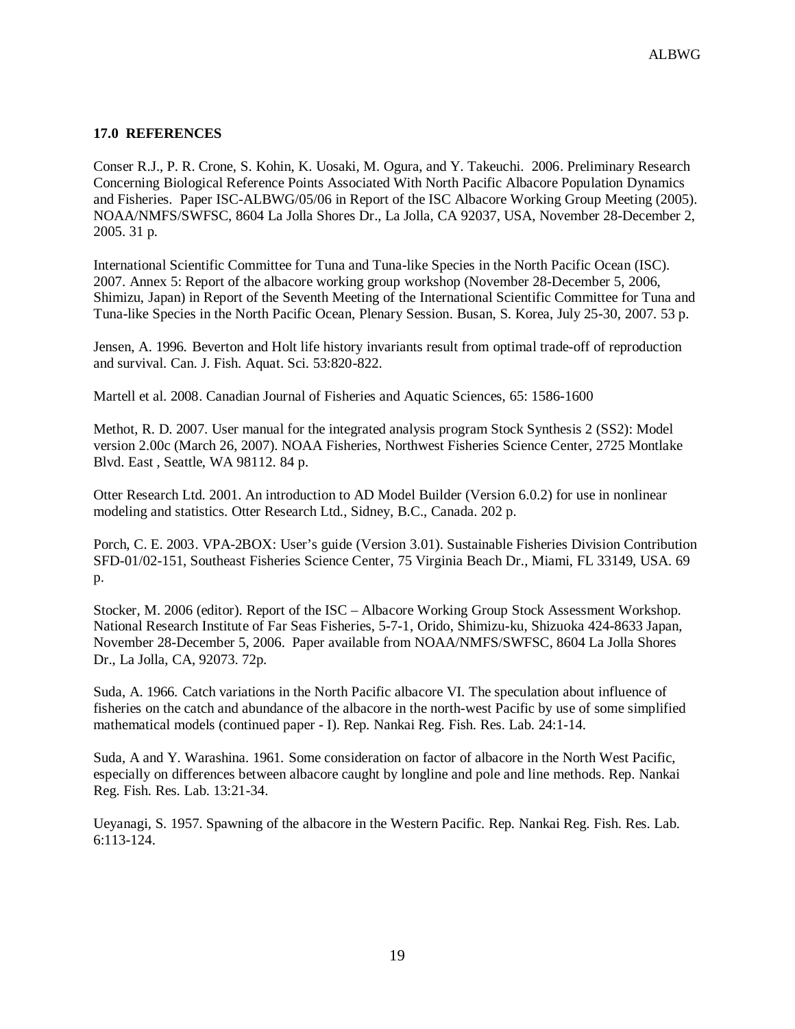### 17.0 REFERENCES

Conser R.J., P. R. Crone, S. Kohin, K. Uosaki, M. Ogura, and Y. Takeuchi. 2006. Preliminary Research Concerning Biological Reference Points Associated With North Pacific Albacore Population Dynamics and Fisheries. Paper ISC-ALBWG/05/06 in Report of the ISC Albacore Working Group Meeting (2005). NOAA/NMFS/SWFSC, 8604 La Jolla Shores Dr., La Jolla, CA 92037, USA, November 28-December 2, 2005. 31 p.

International Scientific Committee for Tuna and Tuna-like Species in the North Pacific Ocean (ISC). 2007. Annex 5: Report of the albacore working group workshop (November 28-December 5, 2006, Shimizu, Japan) in Report of the Seventh Meeting of the International Scientific Committee for Tuna and Tuna-like Species in the North Pacific Ocean, Plenary Session. Busan, S. Korea, July 25-30, 2007. 53 p.

Jensen, A. 1996. Beverton and Holt life history invariants result from optimal trade-off of reproduction and survival. Can. J. Fish. Aquat. Sci. 53:820-822.

Martell et al. 2008. Canadian Journal of Fisheries and Aquatic Sciences, 65: 1586-1600

Methot, R. D. 2007. User manual for the integrated analysis program Stock Synthesis 2 (SS2): Model version 2.00c (March 26, 2007). NOAA Fisheries, Northwest Fisheries Science Center, 2725 Montlake Blvd. East , Seattle, WA 98112. 84 p.

Otter Research Ltd. 2001. An introduction to AD Model Builder (Version 6.0.2) for use in nonlinear modeling and statistics. Otter Research Ltd., Sidney, B.C., Canada. 202 p.

Porch, C. E. 2003. VPA-2BOX: User's guide (Version 3.01). Sustainable Fisheries Division Contribution SFD-01/02-151, Southeast Fisheries Science Center, 75 Virginia Beach Dr., Miami, FL 33149, USA. 69 p.

Stocker, M. 2006 (editor). Report of the ISC – Albacore Working Group Stock Assessment Workshop. National Research Institute of Far Seas Fisheries, 5-7-1, Orido, Shimizu-ku, Shizuoka 424-8633 Japan, November 28-December 5, 2006. Paper available from NOAA/NMFS/SWFSC, 8604 La Jolla Shores Dr., La Jolla, CA, 92073. 72p.

Suda, A. 1966. Catch variations in the North Pacific albacore VI. The speculation about influence of fisheries on the catch and abundance of the albacore in the north-west Pacific by use of some simplified mathematical models (continued paper - I). Rep. Nankai Reg. Fish. Res. Lab. 24:1-14.

Suda, A and Y. Warashina. 1961. Some consideration on factor of albacore in the North West Pacific, especially on differences between albacore caught by longline and pole and line methods. Rep. Nankai Reg. Fish. Res. Lab. 13:21-34.

Ueyanagi, S. 1957. Spawning of the albacore in the Western Pacific. Rep. Nankai Reg. Fish. Res. Lab. 6:113-124.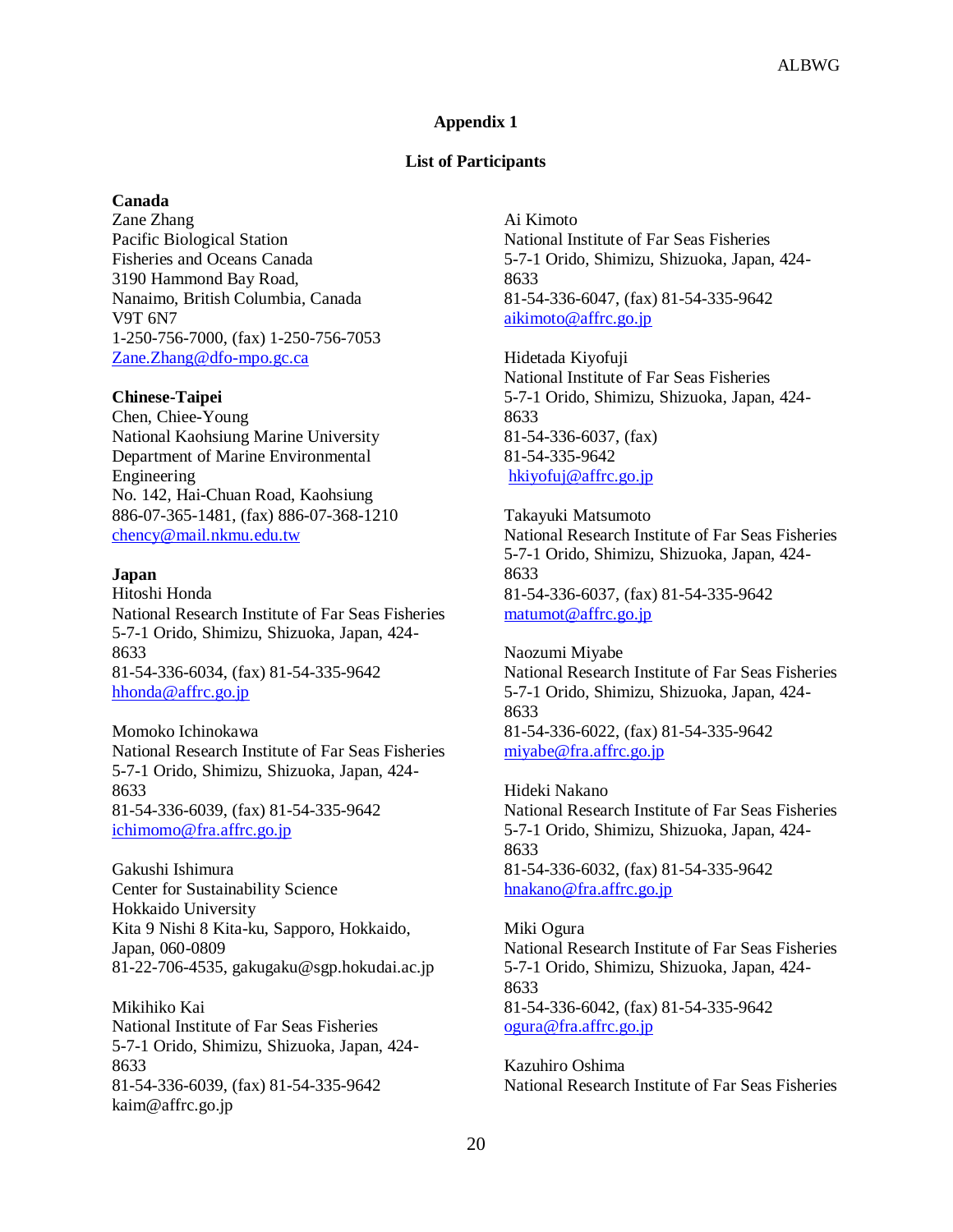## Appendix 1

### List of Participants

**Canada**

Zane Zhang
Pacific Biological Station
Fisheries and Oceans Canada
3190 Hammond Bay Road,
Nanaimo, British Columbia, Canada
V9T 6N7
1-250-756-7000, (fax) 1-250-756-7053
Zane.Zhang@dfo-mpo.gc.ca

**Chinese-Taipei**

Chen, Chiee-Young
National Kaohsiung Marine University
Department of Marine Environmental Engineering
No. 142, Hai-Chuan Road, Kaohsiung
886-07-365-1481, (fax) 886-07-368-1210
chency@mail.nkmu.edu.tw

**Japan**

Hitoshi Honda
National Research Institute of Far Seas Fisheries
5-7-1 Orido, Shimizu, Shizuoka, Japan, 424-8633
81-54-336-6034, (fax) 81-54-335-9642
hhonda@affrc.go.jp

Momoko Ichinokawa
National Research Institute of Far Seas Fisheries
5-7-1 Orido, Shimizu, Shizuoka, Japan, 424-8633
81-54-336-6039, (fax) 81-54-335-9642
ichimomo@fra.affrc.go.jp

Gakushi Ishimura
Center for Sustainability Science
Hokkaido University
Kita 9 Nishi 8 Kita-ku, Sapporo, Hokkaido, Japan, 060-0809
81-22-706-4535, gakugaku@sgp.hokudai.ac.jp

Mikihiko Kai
National Institute of Far Seas Fisheries
5-7-1 Orido, Shimizu, Shizuoka, Japan, 424-8633
81-54-336-6039, (fax) 81-54-335-9642
kaim@affrc.go.jp

Ai Kimoto
National Institute of Far Seas Fisheries
5-7-1 Orido, Shimizu, Shizuoka, Japan, 424-8633
81-54-336-6047, (fax) 81-54-335-9642
aikimoto@affrc.go.jp

Hidetada Kiyofuji
National Institute of Far Seas Fisheries
5-7-1 Orido, Shimizu, Shizuoka, Japan, 424-8633
81-54-336-6037, (fax)
81-54-335-9642
hkiyofuj@affrc.go.jp

Takayuki Matsumoto
National Research Institute of Far Seas Fisheries
5-7-1 Orido, Shimizu, Shizuoka, Japan, 424-8633
81-54-336-6037, (fax) 81-54-335-9642
matumot@affrc.go.jp

Naozumi Miyabe
National Research Institute of Far Seas Fisheries
5-7-1 Orido, Shimizu, Shizuoka, Japan, 424-8633
81-54-336-6022, (fax) 81-54-335-9642
miyabe@fra.affrc.go.jp

Hideki Nakano
National Research Institute of Far Seas Fisheries
5-7-1 Orido, Shimizu, Shizuoka, Japan, 424-8633
81-54-336-6032, (fax) 81-54-335-9642
hnakano@fra.affrc.go.jp

Miki Ogura
National Research Institute of Far Seas Fisheries
5-7-1 Orido, Shimizu, Shizuoka, Japan, 424-8633
81-54-336-6042, (fax) 81-54-335-9642
ogura@fra.affrc.go.jp

Kazuhiro Oshima
National Research Institute of Far Seas Fisheries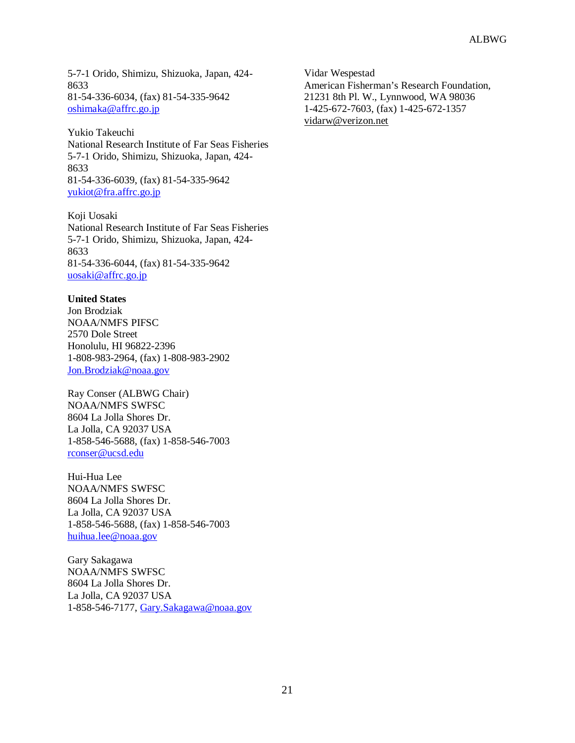5-7-1 Orido, Shimizu, Shizuoka, Japan, 424-8633
81-54-336-6034, (fax) 81-54-335-9642
oshimaka@affrc.go.jp

Yukio Takeuchi
National Research Institute of Far Seas Fisheries
5-7-1 Orido, Shimizu, Shizuoka, Japan, 424-8633
81-54-336-6039, (fax) 81-54-335-9642
yukiot@fra.affrc.go.jp

Koji Uosaki
National Research Institute of Far Seas Fisheries
5-7-1 Orido, Shimizu, Shizuoka, Japan, 424-8633
81-54-336-6044, (fax) 81-54-335-9642
uosaki@affrc.go.jp

**United States**

Jon Brodziak
NOAA/NMFS PIFSC
2570 Dole Street
Honolulu, HI 96822-2396
1-808-983-2964, (fax) 1-808-983-2902
Jon.Brodziak@noaa.gov

Ray Conser (ALBWG Chair)
NOAA/NMFS SWFSC
8604 La Jolla Shores Dr.
La Jolla, CA 92037 USA
1-858-546-5688, (fax) 1-858-546-7003
rconser@ucsd.edu

Hui-Hua Lee
NOAA/NMFS SWFSC
8604 La Jolla Shores Dr.
La Jolla, CA 92037 USA
1-858-546-5688, (fax) 1-858-546-7003
huihua.lee@noaa.gov

Gary Sakagawa
NOAA/NMFS SWFSC
8604 La Jolla Shores Dr.
La Jolla, CA 92037 USA
1-858-546-7177, Gary.Sakagawa@noaa.gov

Vidar Wespestad
American Fisherman's Research Foundation,
21231 8th Pl. W., Lynnwood, WA 98036
1-425-672-7603, (fax) 1-425-672-1357
vidarw@verizon.net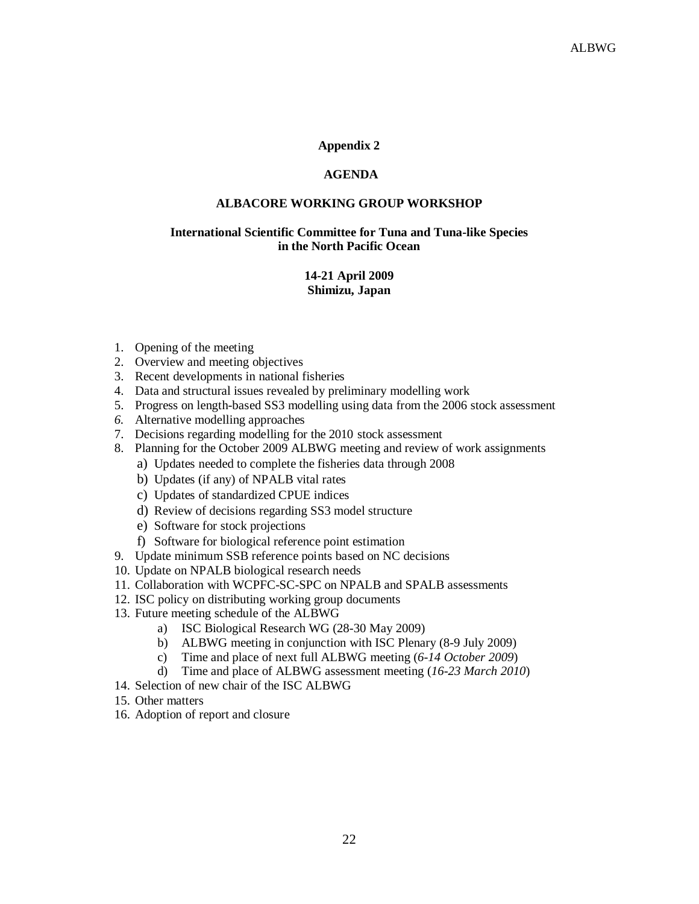**Appendix 2**

**AGENDA**

**ALBACORE WORKING GROUP WORKSHOP**

**International Scientific Committee for Tuna and Tuna-like Species in the North Pacific Ocean**

**14-21 April 2009**
**Shimizu, Japan**

1. Opening of the meeting
2. Overview and meeting objectives
3. Recent developments in national fisheries
4. Data and structural issues revealed by preliminary modelling work
5. Progress on length-based SS3 modelling using data from the 2006 stock assessment
6. Alternative modelling approaches
7. Decisions regarding modelling for the 2010 stock assessment
8. Planning for the October 2009 ALBWG meeting and review of work assignments
   a) Updates needed to complete the fisheries data through 2008
   b) Updates (if any) of NPALB vital rates
   c) Updates of standardized CPUE indices
   d) Review of decisions regarding SS3 model structure
   e) Software for stock projections
   f) Software for biological reference point estimation
9. Update minimum SSB reference points based on NC decisions
10. Update on NPALB biological research needs
11. Collaboration with WCPFC-SC-SPC on NPALB and SPALB assessments
12. ISC policy on distributing working group documents
13. Future meeting schedule of the ALBWG
    a) ISC Biological Research WG (28-30 May 2009)
    b) ALBWG meeting in conjunction with ISC Plenary (8-9 July 2009)
    c) Time and place of next full ALBWG meeting (*6-14 October 2009*)
    d) Time and place of ALBWG assessment meeting (*16-23 March 2010*)
14. Selection of new chair of the ISC ALBWG
15. Other matters
16. Adoption of report and closure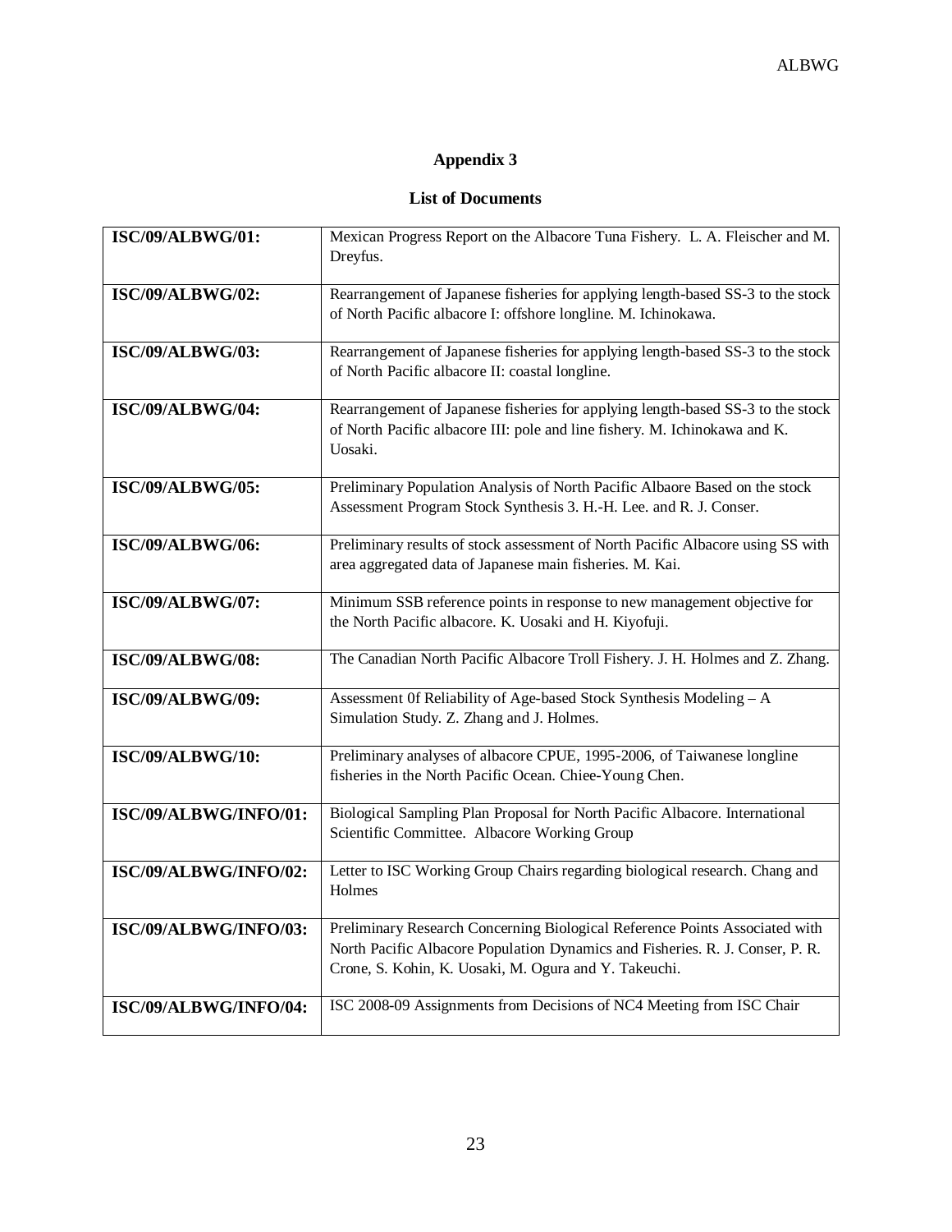# Appendix 3

## List of Documents

| | |
|---|---|
| **ISC/09/ALBWG/01:** | Mexican Progress Report on the Albacore Tuna Fishery. L. A. Fleischer and M. Dreyfus. |
| **ISC/09/ALBWG/02:** | Rearrangement of Japanese fisheries for applying length-based SS-3 to the stock of North Pacific albacore I: offshore longline. M. Ichinokawa. |
| **ISC/09/ALBWG/03:** | Rearrangement of Japanese fisheries for applying length-based SS-3 to the stock of North Pacific albacore II: coastal longline. |
| **ISC/09/ALBWG/04:** | Rearrangement of Japanese fisheries for applying length-based SS-3 to the stock of North Pacific albacore III: pole and line fishery. M. Ichinokawa and K. Uosaki. |
| **ISC/09/ALBWG/05:** | Preliminary Population Analysis of North Pacific Albaore Based on the stock Assessment Program Stock Synthesis 3. H.-H. Lee. and R. J. Conser. |
| **ISC/09/ALBWG/06:** | Preliminary results of stock assessment of North Pacific Albacore using SS with area aggregated data of Japanese main fisheries. M. Kai. |
| **ISC/09/ALBWG/07:** | Minimum SSB reference points in response to new management objective for the North Pacific albacore. K. Uosaki and H. Kiyofuji. |
| **ISC/09/ALBWG/08:** | The Canadian North Pacific Albacore Troll Fishery. J. H. Holmes and Z. Zhang. |
| **ISC/09/ALBWG/09:** | Assessment 0f Reliability of Age-based Stock Synthesis Modeling – A Simulation Study. Z. Zhang and J. Holmes. |
| **ISC/09/ALBWG/10:** | Preliminary analyses of albacore CPUE, 1995-2006, of Taiwanese longline fisheries in the North Pacific Ocean. Chiee-Young Chen. |
| **ISC/09/ALBWG/INFO/01:** | Biological Sampling Plan Proposal for North Pacific Albacore. International Scientific Committee. Albacore Working Group |
| **ISC/09/ALBWG/INFO/02:** | Letter to ISC Working Group Chairs regarding biological research. Chang and Holmes |
| **ISC/09/ALBWG/INFO/03:** | Preliminary Research Concerning Biological Reference Points Associated with North Pacific Albacore Population Dynamics and Fisheries. R. J. Conser, P. R. Crone, S. Kohin, K. Uosaki, M. Ogura and Y. Takeuchi. |
| **ISC/09/ALBWG/INFO/04:** | ISC 2008-09 Assignments from Decisions of NC4 Meeting from ISC Chair |